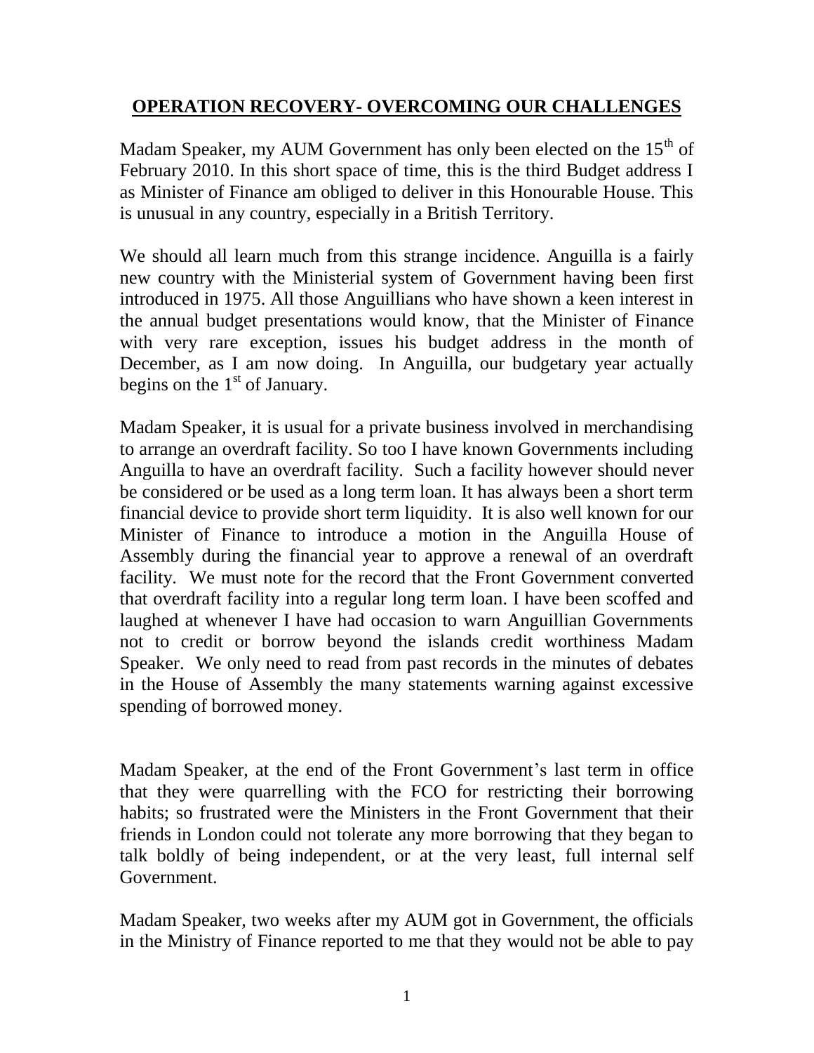## OPERATION RECOVERY- OVERCOMING OUR CHALLENGES

Madam Speaker, my AUM Government has only been elected on the 15th of February 2010. In this short space of time, this is the third Budget address I as Minister of Finance am obliged to deliver in this Honourable House. This is unusual in any country, especially in a British Territory.

We should all learn much from this strange incidence. Anguilla is a fairly new country with the Ministerial system of Government having been first introduced in 1975. All those Anguillians who have shown a keen interest in the annual budget presentations would know, that the Minister of Finance with very rare exception, issues his budget address in the month of December, as I am now doing. In Anguilla, our budgetary year actually begins on the 1st of January.

Madam Speaker, it is usual for a private business involved in merchandising to arrange an overdraft facility. So too I have known Governments including Anguilla to have an overdraft facility. Such a facility however should never be considered or be used as a long term loan. It has always been a short term financial device to provide short term liquidity. It is also well known for our Minister of Finance to introduce a motion in the Anguilla House of Assembly during the financial year to approve a renewal of an overdraft facility. We must note for the record that the Front Government converted that overdraft facility into a regular long term loan. I have been scoffed and laughed at whenever I have had occasion to warn Anguillian Governments not to credit or borrow beyond the islands credit worthiness Madam Speaker. We only need to read from past records in the minutes of debates in the House of Assembly the many statements warning against excessive spending of borrowed money.

Madam Speaker, at the end of the Front Government's last term in office that they were quarrelling with the FCO for restricting their borrowing habits; so frustrated were the Ministers in the Front Government that their friends in London could not tolerate any more borrowing that they began to talk boldly of being independent, or at the very least, full internal self Government.

Madam Speaker, two weeks after my AUM got in Government, the officials in the Ministry of Finance reported to me that they would not be able to pay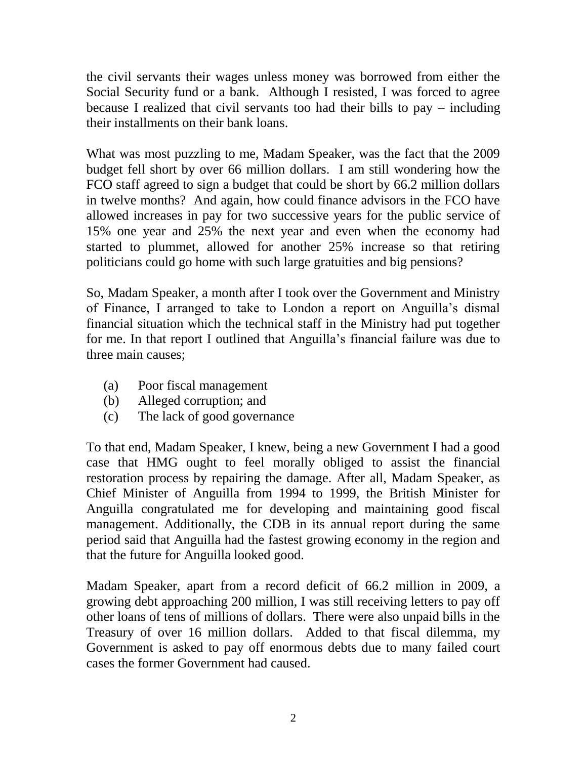the civil servants their wages unless money was borrowed from either the Social Security fund or a bank. Although I resisted, I was forced to agree because I realized that civil servants too had their bills to pay – including their installments on their bank loans.

What was most puzzling to me, Madam Speaker, was the fact that the 2009 budget fell short by over 66 million dollars. I am still wondering how the FCO staff agreed to sign a budget that could be short by 66.2 million dollars in twelve months? And again, how could finance advisors in the FCO have allowed increases in pay for two successive years for the public service of 15% one year and 25% the next year and even when the economy had started to plummet, allowed for another 25% increase so that retiring politicians could go home with such large gratuities and big pensions?

So, Madam Speaker, a month after I took over the Government and Ministry of Finance, I arranged to take to London a report on Anguilla's dismal financial situation which the technical staff in the Ministry had put together for me. In that report I outlined that Anguilla's financial failure was due to three main causes;

(a) Poor fiscal management
(b) Alleged corruption; and
(c) The lack of good governance

To that end, Madam Speaker, I knew, being a new Government I had a good case that HMG ought to feel morally obliged to assist the financial restoration process by repairing the damage. After all, Madam Speaker, as Chief Minister of Anguilla from 1994 to 1999, the British Minister for Anguilla congratulated me for developing and maintaining good fiscal management. Additionally, the CDB in its annual report during the same period said that Anguilla had the fastest growing economy in the region and that the future for Anguilla looked good.

Madam Speaker, apart from a record deficit of 66.2 million in 2009, a growing debt approaching 200 million, I was still receiving letters to pay off other loans of tens of millions of dollars. There were also unpaid bills in the Treasury of over 16 million dollars. Added to that fiscal dilemma, my Government is asked to pay off enormous debts due to many failed court cases the former Government had caused.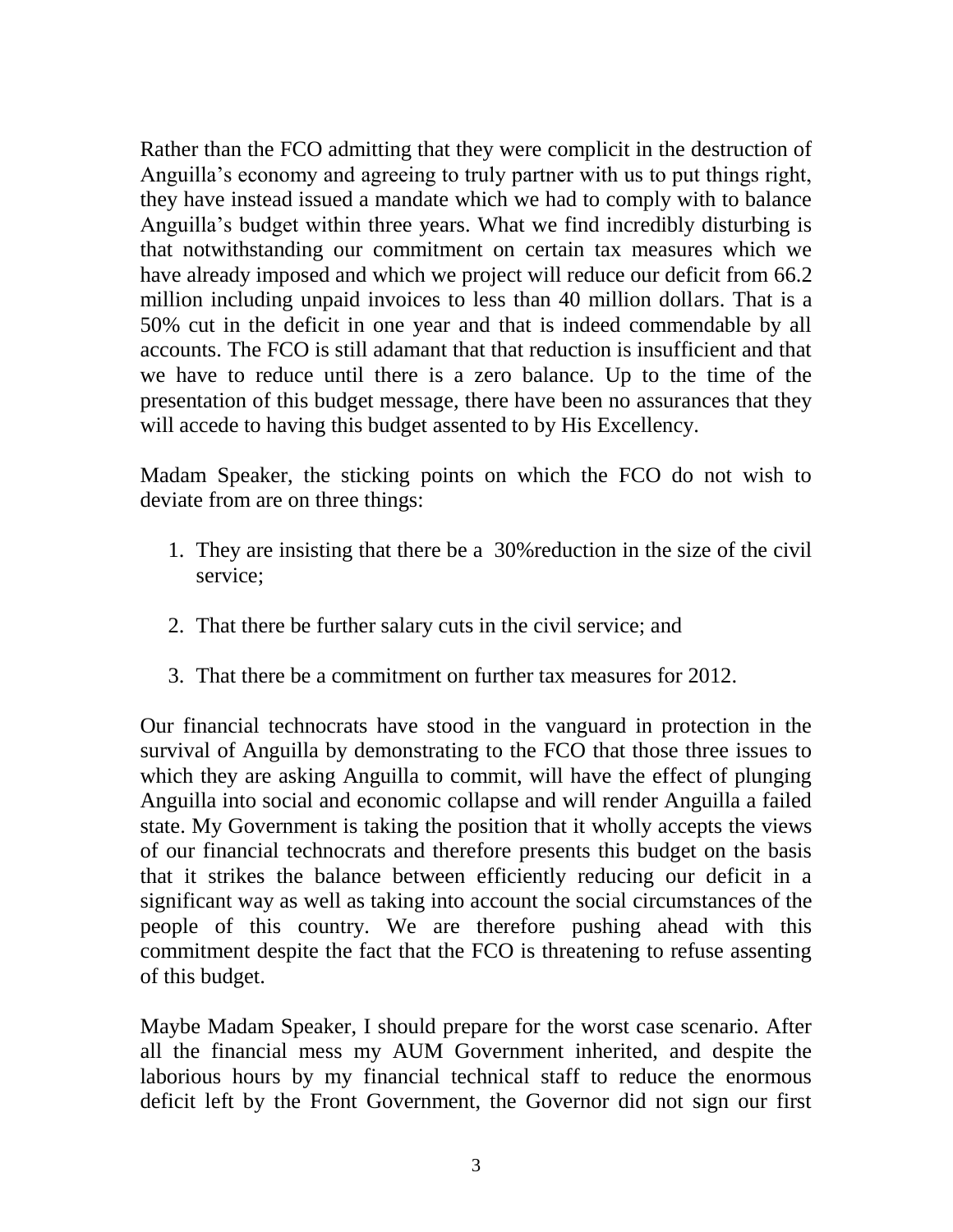Rather than the FCO admitting that they were complicit in the destruction of Anguilla's economy and agreeing to truly partner with us to put things right, they have instead issued a mandate which we had to comply with to balance Anguilla's budget within three years. What we find incredibly disturbing is that notwithstanding our commitment on certain tax measures which we have already imposed and which we project will reduce our deficit from 66.2 million including unpaid invoices to less than 40 million dollars. That is a 50% cut in the deficit in one year and that is indeed commendable by all accounts. The FCO is still adamant that that reduction is insufficient and that we have to reduce until there is a zero balance. Up to the time of the presentation of this budget message, there have been no assurances that they will accede to having this budget assented to by His Excellency.

Madam Speaker, the sticking points on which the FCO do not wish to deviate from are on three things:

1. They are insisting that there be a 30%reduction in the size of the civil service;
2. That there be further salary cuts in the civil service; and
3. That there be a commitment on further tax measures for 2012.

Our financial technocrats have stood in the vanguard in protection in the survival of Anguilla by demonstrating to the FCO that those three issues to which they are asking Anguilla to commit, will have the effect of plunging Anguilla into social and economic collapse and will render Anguilla a failed state. My Government is taking the position that it wholly accepts the views of our financial technocrats and therefore presents this budget on the basis that it strikes the balance between efficiently reducing our deficit in a significant way as well as taking into account the social circumstances of the people of this country. We are therefore pushing ahead with this commitment despite the fact that the FCO is threatening to refuse assenting of this budget.

Maybe Madam Speaker, I should prepare for the worst case scenario. After all the financial mess my AUM Government inherited, and despite the laborious hours by my financial technical staff to reduce the enormous deficit left by the Front Government, the Governor did not sign our first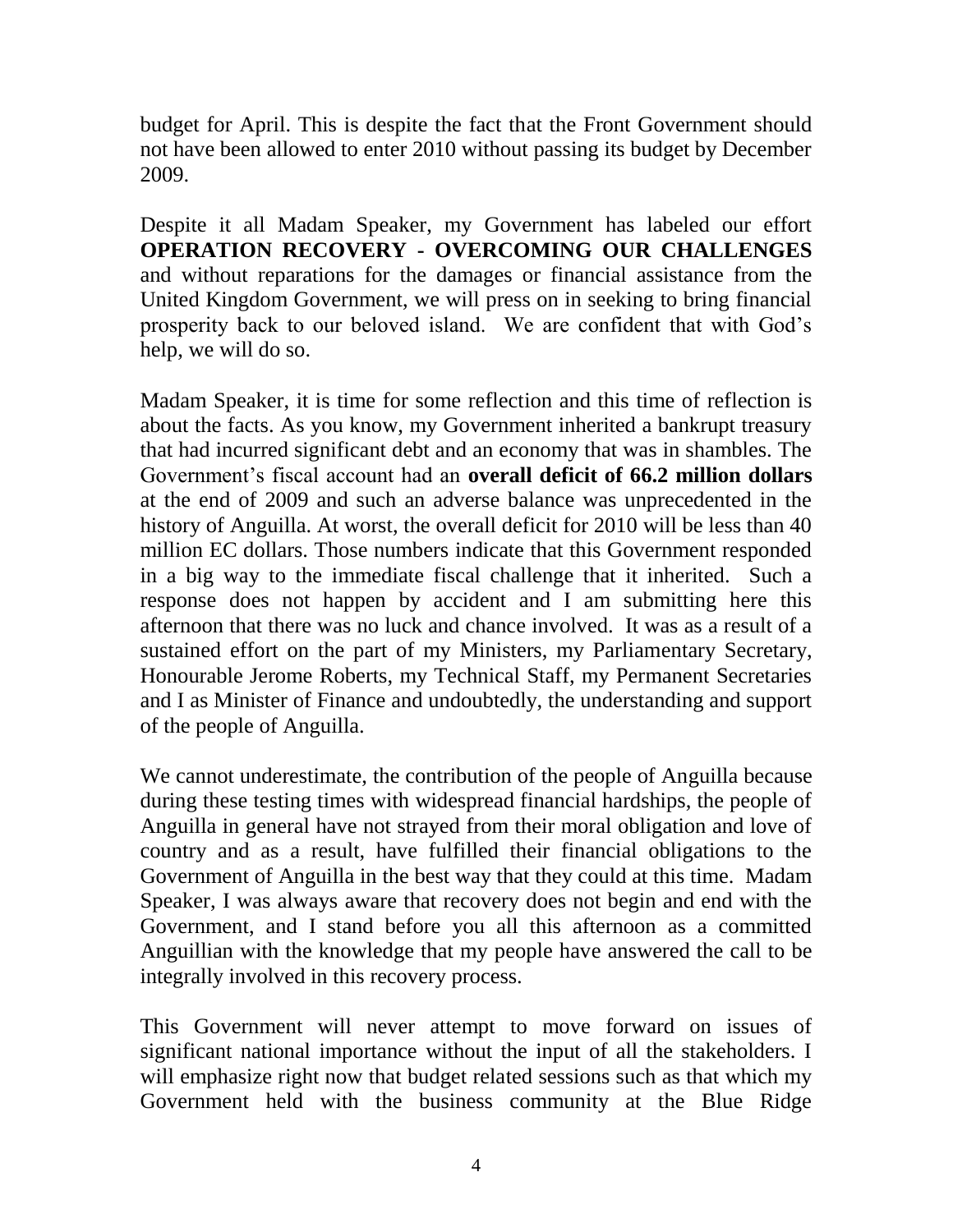budget for April. This is despite the fact that the Front Government should not have been allowed to enter 2010 without passing its budget by December 2009.

Despite it all Madam Speaker, my Government has labeled our effort **OPERATION RECOVERY - OVERCOMING OUR CHALLENGES** and without reparations for the damages or financial assistance from the United Kingdom Government, we will press on in seeking to bring financial prosperity back to our beloved island. We are confident that with God's help, we will do so.

Madam Speaker, it is time for some reflection and this time of reflection is about the facts. As you know, my Government inherited a bankrupt treasury that had incurred significant debt and an economy that was in shambles. The Government's fiscal account had an **overall deficit of 66.2 million dollars** at the end of 2009 and such an adverse balance was unprecedented in the history of Anguilla. At worst, the overall deficit for 2010 will be less than 40 million EC dollars. Those numbers indicate that this Government responded in a big way to the immediate fiscal challenge that it inherited. Such a response does not happen by accident and I am submitting here this afternoon that there was no luck and chance involved. It was as a result of a sustained effort on the part of my Ministers, my Parliamentary Secretary, Honourable Jerome Roberts, my Technical Staff, my Permanent Secretaries and I as Minister of Finance and undoubtedly, the understanding and support of the people of Anguilla.

We cannot underestimate, the contribution of the people of Anguilla because during these testing times with widespread financial hardships, the people of Anguilla in general have not strayed from their moral obligation and love of country and as a result, have fulfilled their financial obligations to the Government of Anguilla in the best way that they could at this time. Madam Speaker, I was always aware that recovery does not begin and end with the Government, and I stand before you all this afternoon as a committed Anguillian with the knowledge that my people have answered the call to be integrally involved in this recovery process.

This Government will never attempt to move forward on issues of significant national importance without the input of all the stakeholders. I will emphasize right now that budget related sessions such as that which my Government held with the business community at the Blue Ridge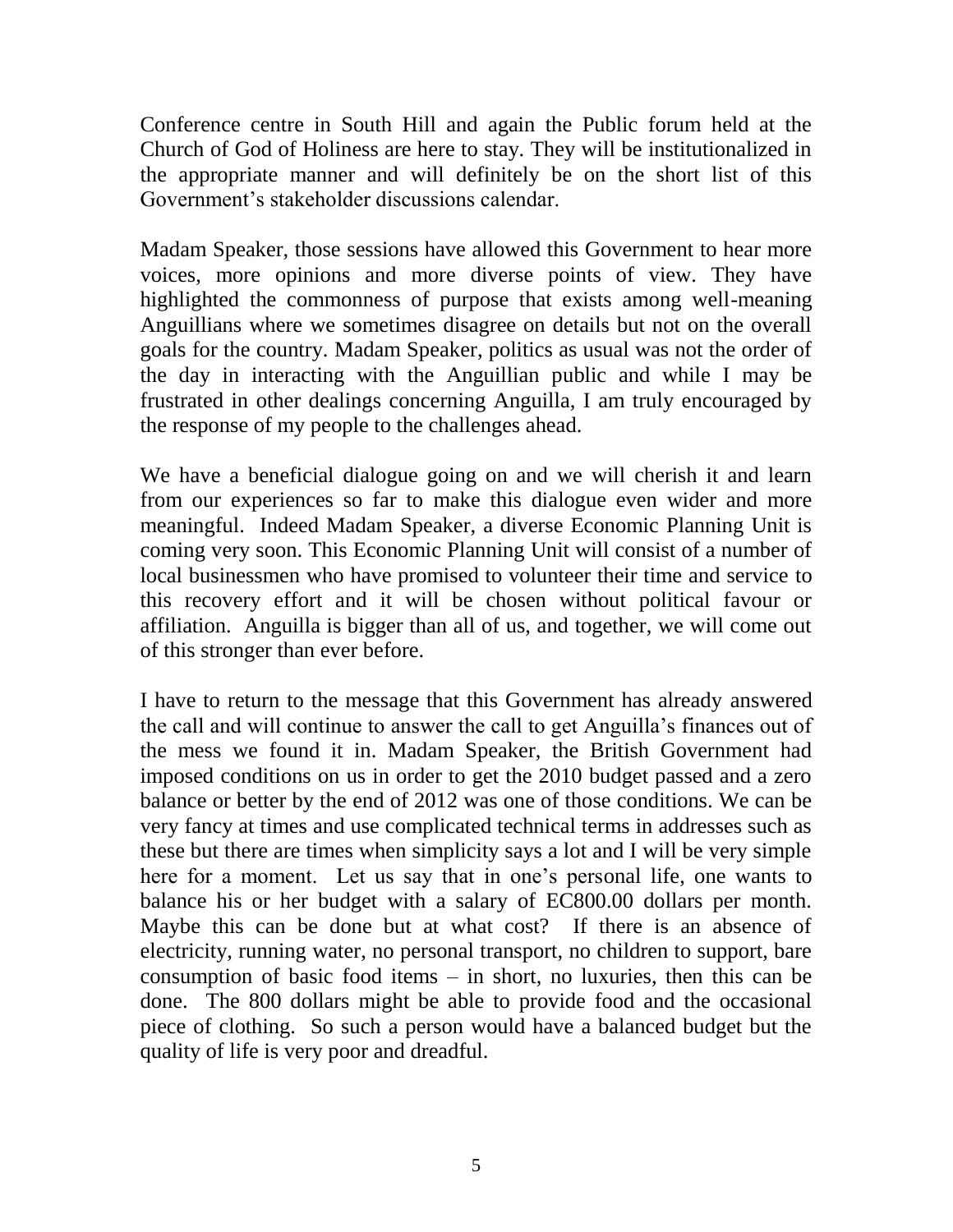Conference centre in South Hill and again the Public forum held at the Church of God of Holiness are here to stay. They will be institutionalized in the appropriate manner and will definitely be on the short list of this Government's stakeholder discussions calendar.

Madam Speaker, those sessions have allowed this Government to hear more voices, more opinions and more diverse points of view. They have highlighted the commonness of purpose that exists among well-meaning Anguillians where we sometimes disagree on details but not on the overall goals for the country. Madam Speaker, politics as usual was not the order of the day in interacting with the Anguillian public and while I may be frustrated in other dealings concerning Anguilla, I am truly encouraged by the response of my people to the challenges ahead.

We have a beneficial dialogue going on and we will cherish it and learn from our experiences so far to make this dialogue even wider and more meaningful. Indeed Madam Speaker, a diverse Economic Planning Unit is coming very soon. This Economic Planning Unit will consist of a number of local businessmen who have promised to volunteer their time and service to this recovery effort and it will be chosen without political favour or affiliation. Anguilla is bigger than all of us, and together, we will come out of this stronger than ever before.

I have to return to the message that this Government has already answered the call and will continue to answer the call to get Anguilla's finances out of the mess we found it in. Madam Speaker, the British Government had imposed conditions on us in order to get the 2010 budget passed and a zero balance or better by the end of 2012 was one of those conditions. We can be very fancy at times and use complicated technical terms in addresses such as these but there are times when simplicity says a lot and I will be very simple here for a moment. Let us say that in one's personal life, one wants to balance his or her budget with a salary of EC800.00 dollars per month. Maybe this can be done but at what cost? If there is an absence of electricity, running water, no personal transport, no children to support, bare consumption of basic food items – in short, no luxuries, then this can be done. The 800 dollars might be able to provide food and the occasional piece of clothing. So such a person would have a balanced budget but the quality of life is very poor and dreadful.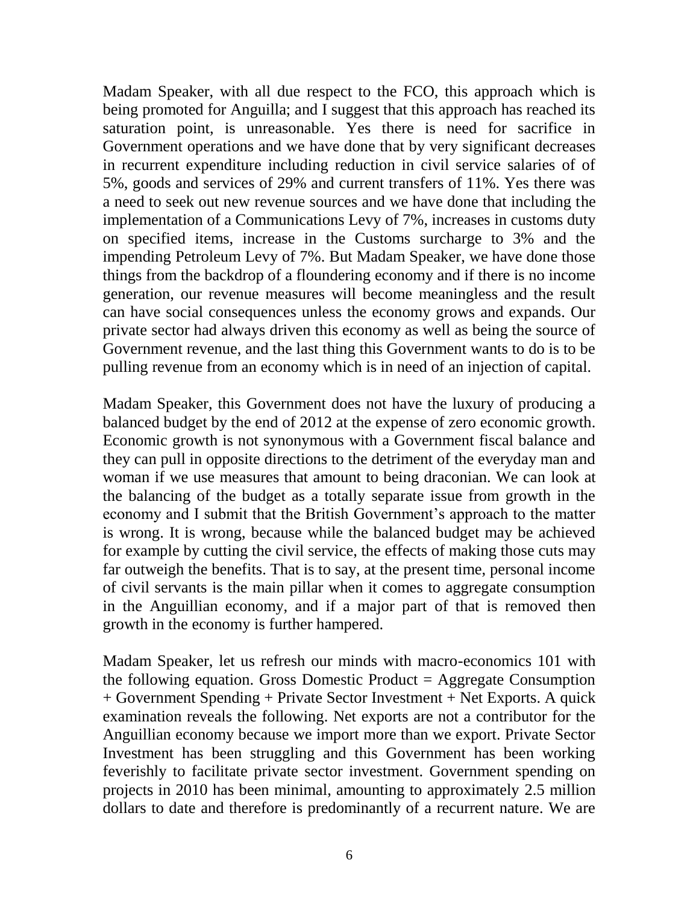Madam Speaker, with all due respect to the FCO, this approach which is being promoted for Anguilla; and I suggest that this approach has reached its saturation point, is unreasonable. Yes there is need for sacrifice in Government operations and we have done that by very significant decreases in recurrent expenditure including reduction in civil service salaries of of 5%, goods and services of 29% and current transfers of 11%. Yes there was a need to seek out new revenue sources and we have done that including the implementation of a Communications Levy of 7%, increases in customs duty on specified items, increase in the Customs surcharge to 3% and the impending Petroleum Levy of 7%. But Madam Speaker, we have done those things from the backdrop of a floundering economy and if there is no income generation, our revenue measures will become meaningless and the result can have social consequences unless the economy grows and expands. Our private sector had always driven this economy as well as being the source of Government revenue, and the last thing this Government wants to do is to be pulling revenue from an economy which is in need of an injection of capital.

Madam Speaker, this Government does not have the luxury of producing a balanced budget by the end of 2012 at the expense of zero economic growth. Economic growth is not synonymous with a Government fiscal balance and they can pull in opposite directions to the detriment of the everyday man and woman if we use measures that amount to being draconian. We can look at the balancing of the budget as a totally separate issue from growth in the economy and I submit that the British Government's approach to the matter is wrong. It is wrong, because while the balanced budget may be achieved for example by cutting the civil service, the effects of making those cuts may far outweigh the benefits. That is to say, at the present time, personal income of civil servants is the main pillar when it comes to aggregate consumption in the Anguillian economy, and if a major part of that is removed then growth in the economy is further hampered.

Madam Speaker, let us refresh our minds with macro-economics 101 with the following equation. Gross Domestic Product = Aggregate Consumption + Government Spending + Private Sector Investment + Net Exports. A quick examination reveals the following. Net exports are not a contributor for the Anguillian economy because we import more than we export. Private Sector Investment has been struggling and this Government has been working feverishly to facilitate private sector investment. Government spending on projects in 2010 has been minimal, amounting to approximately 2.5 million dollars to date and therefore is predominantly of a recurrent nature. We are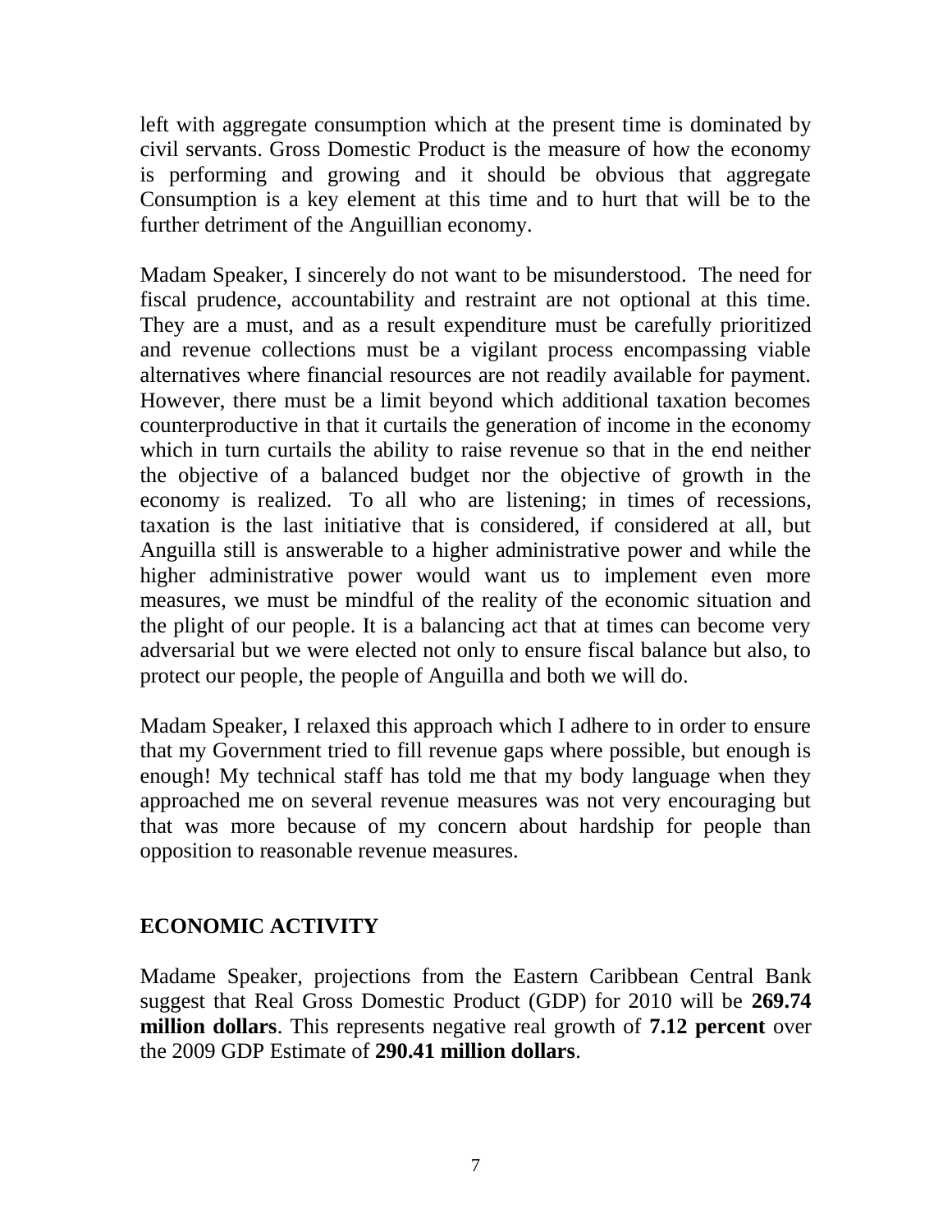left with aggregate consumption which at the present time is dominated by civil servants. Gross Domestic Product is the measure of how the economy is performing and growing and it should be obvious that aggregate Consumption is a key element at this time and to hurt that will be to the further detriment of the Anguillian economy.

Madam Speaker, I sincerely do not want to be misunderstood. The need for fiscal prudence, accountability and restraint are not optional at this time. They are a must, and as a result expenditure must be carefully prioritized and revenue collections must be a vigilant process encompassing viable alternatives where financial resources are not readily available for payment. However, there must be a limit beyond which additional taxation becomes counterproductive in that it curtails the generation of income in the economy which in turn curtails the ability to raise revenue so that in the end neither the objective of a balanced budget nor the objective of growth in the economy is realized. To all who are listening; in times of recessions, taxation is the last initiative that is considered, if considered at all, but Anguilla still is answerable to a higher administrative power and while the higher administrative power would want us to implement even more measures, we must be mindful of the reality of the economic situation and the plight of our people. It is a balancing act that at times can become very adversarial but we were elected not only to ensure fiscal balance but also, to protect our people, the people of Anguilla and both we will do.

Madam Speaker, I relaxed this approach which I adhere to in order to ensure that my Government tried to fill revenue gaps where possible, but enough is enough! My technical staff has told me that my body language when they approached me on several revenue measures was not very encouraging but that was more because of my concern about hardship for people than opposition to reasonable revenue measures.

## ECONOMIC ACTIVITY

Madame Speaker, projections from the Eastern Caribbean Central Bank suggest that Real Gross Domestic Product (GDP) for 2010 will be **269.74 million dollars**. This represents negative real growth of **7.12 percent** over the 2009 GDP Estimate of **290.41 million dollars**.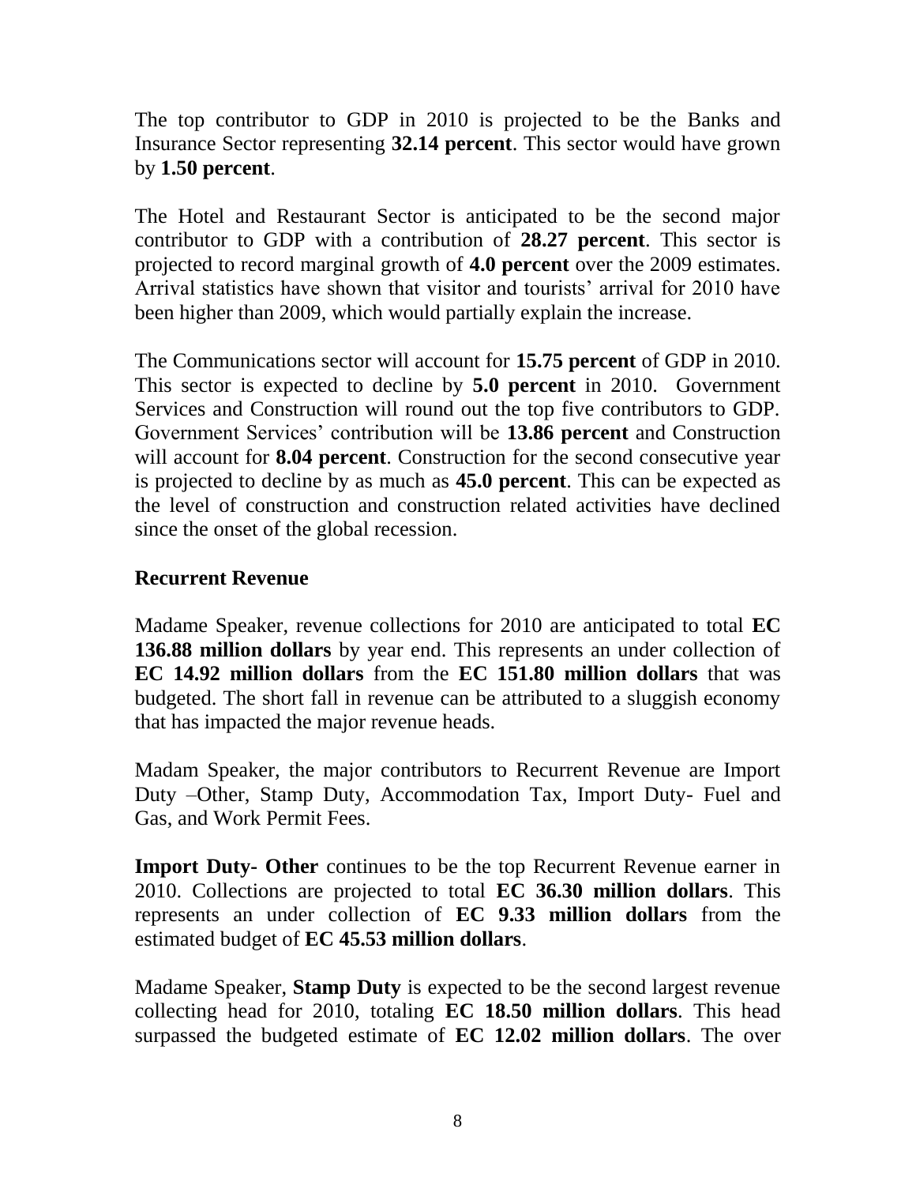The top contributor to GDP in 2010 is projected to be the Banks and Insurance Sector representing **32.14 percent**. This sector would have grown by **1.50 percent**.

The Hotel and Restaurant Sector is anticipated to be the second major contributor to GDP with a contribution of **28.27 percent**. This sector is projected to record marginal growth of **4.0 percent** over the 2009 estimates. Arrival statistics have shown that visitor and tourists' arrival for 2010 have been higher than 2009, which would partially explain the increase.

The Communications sector will account for **15.75 percent** of GDP in 2010. This sector is expected to decline by **5.0 percent** in 2010. Government Services and Construction will round out the top five contributors to GDP. Government Services' contribution will be **13.86 percent** and Construction will account for **8.04 percent**. Construction for the second consecutive year is projected to decline by as much as **45.0 percent**. This can be expected as the level of construction and construction related activities have declined since the onset of the global recession.

## Recurrent Revenue

Madame Speaker, revenue collections for 2010 are anticipated to total **EC 136.88 million dollars** by year end. This represents an under collection of **EC 14.92 million dollars** from the **EC 151.80 million dollars** that was budgeted. The short fall in revenue can be attributed to a sluggish economy that has impacted the major revenue heads.

Madam Speaker, the major contributors to Recurrent Revenue are Import Duty –Other, Stamp Duty, Accommodation Tax, Import Duty- Fuel and Gas, and Work Permit Fees.

**Import Duty- Other** continues to be the top Recurrent Revenue earner in 2010. Collections are projected to total **EC 36.30 million dollars**. This represents an under collection of **EC 9.33 million dollars** from the estimated budget of **EC 45.53 million dollars**.

Madame Speaker, **Stamp Duty** is expected to be the second largest revenue collecting head for 2010, totaling **EC 18.50 million dollars**. This head surpassed the budgeted estimate of **EC 12.02 million dollars**. The over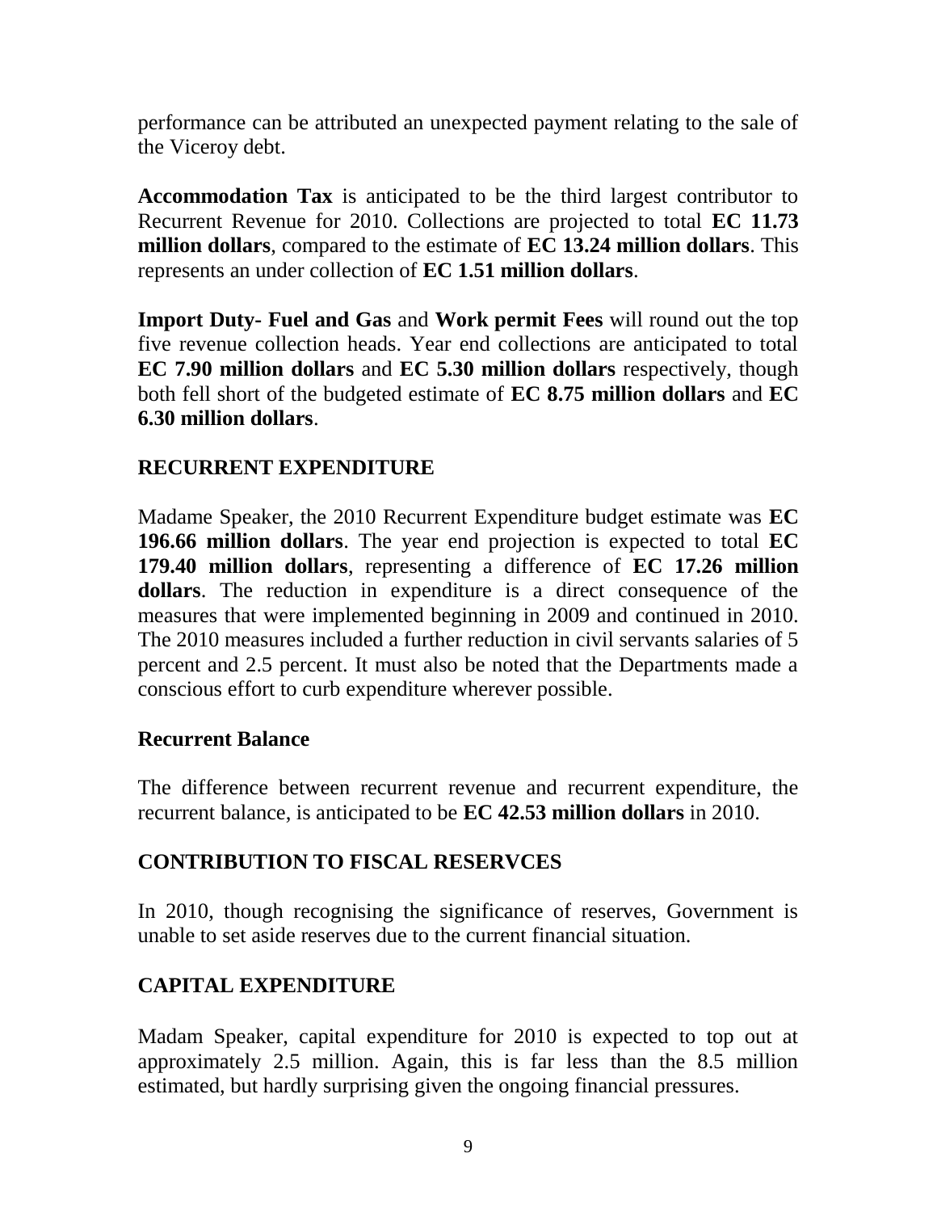performance can be attributed an unexpected payment relating to the sale of the Viceroy debt.

**Accommodation Tax** is anticipated to be the third largest contributor to Recurrent Revenue for 2010. Collections are projected to total **EC 11.73 million dollars**, compared to the estimate of **EC 13.24 million dollars**. This represents an under collection of **EC 1.51 million dollars**.

**Import Duty- Fuel and Gas** and **Work permit Fees** will round out the top five revenue collection heads. Year end collections are anticipated to total **EC 7.90 million dollars** and **EC 5.30 million dollars** respectively, though both fell short of the budgeted estimate of **EC 8.75 million dollars** and **EC 6.30 million dollars**.

## RECURRENT EXPENDITURE

Madame Speaker, the 2010 Recurrent Expenditure budget estimate was **EC 196.66 million dollars**. The year end projection is expected to total **EC 179.40 million dollars**, representing a difference of **EC 17.26 million dollars**. The reduction in expenditure is a direct consequence of the measures that were implemented beginning in 2009 and continued in 2010. The 2010 measures included a further reduction in civil servants salaries of 5 percent and 2.5 percent. It must also be noted that the Departments made a conscious effort to curb expenditure wherever possible.

### Recurrent Balance

The difference between recurrent revenue and recurrent expenditure, the recurrent balance, is anticipated to be **EC 42.53 million dollars** in 2010.

## CONTRIBUTION TO FISCAL RESERVCES

In 2010, though recognising the significance of reserves, Government is unable to set aside reserves due to the current financial situation.

## CAPITAL EXPENDITURE

Madam Speaker, capital expenditure for 2010 is expected to top out at approximately 2.5 million. Again, this is far less than the 8.5 million estimated, but hardly surprising given the ongoing financial pressures.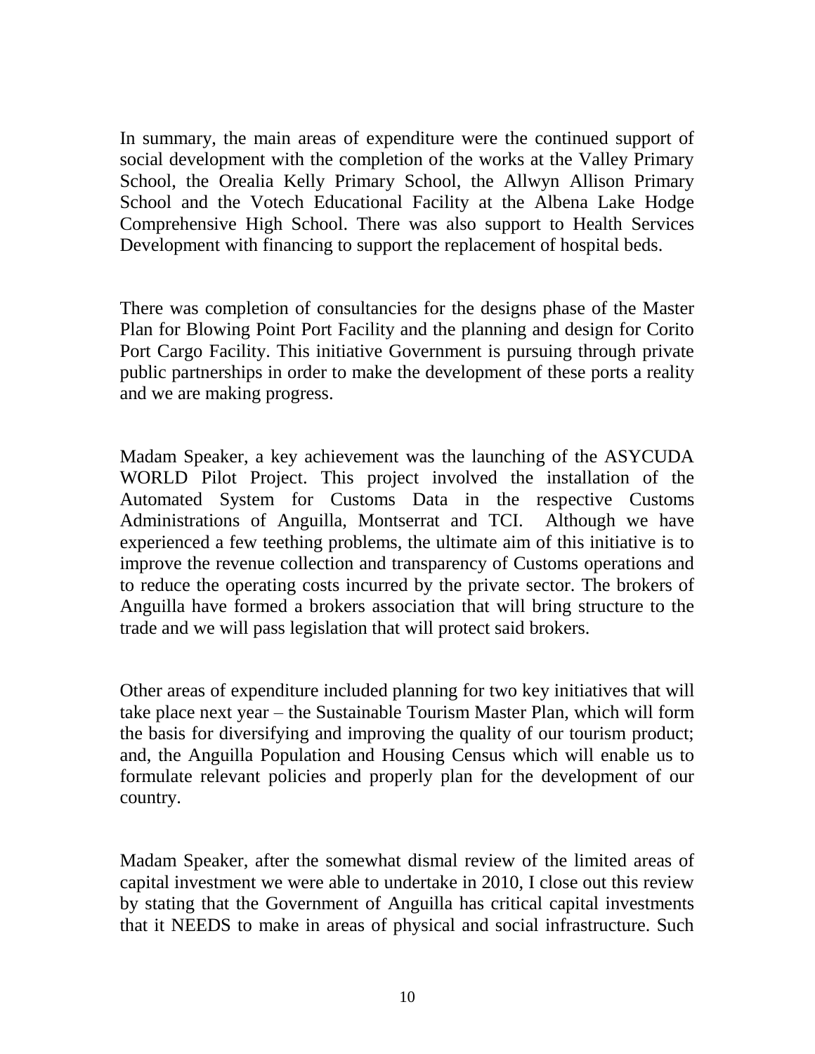In summary, the main areas of expenditure were the continued support of social development with the completion of the works at the Valley Primary School, the Orealia Kelly Primary School, the Allwyn Allison Primary School and the Votech Educational Facility at the Albena Lake Hodge Comprehensive High School. There was also support to Health Services Development with financing to support the replacement of hospital beds.

There was completion of consultancies for the designs phase of the Master Plan for Blowing Point Port Facility and the planning and design for Corito Port Cargo Facility. This initiative Government is pursuing through private public partnerships in order to make the development of these ports a reality and we are making progress.

Madam Speaker, a key achievement was the launching of the ASYCUDA WORLD Pilot Project. This project involved the installation of the Automated System for Customs Data in the respective Customs Administrations of Anguilla, Montserrat and TCI. Although we have experienced a few teething problems, the ultimate aim of this initiative is to improve the revenue collection and transparency of Customs operations and to reduce the operating costs incurred by the private sector. The brokers of Anguilla have formed a brokers association that will bring structure to the trade and we will pass legislation that will protect said brokers.

Other areas of expenditure included planning for two key initiatives that will take place next year – the Sustainable Tourism Master Plan, which will form the basis for diversifying and improving the quality of our tourism product; and, the Anguilla Population and Housing Census which will enable us to formulate relevant policies and properly plan for the development of our country.

Madam Speaker, after the somewhat dismal review of the limited areas of capital investment we were able to undertake in 2010, I close out this review by stating that the Government of Anguilla has critical capital investments that it NEEDS to make in areas of physical and social infrastructure. Such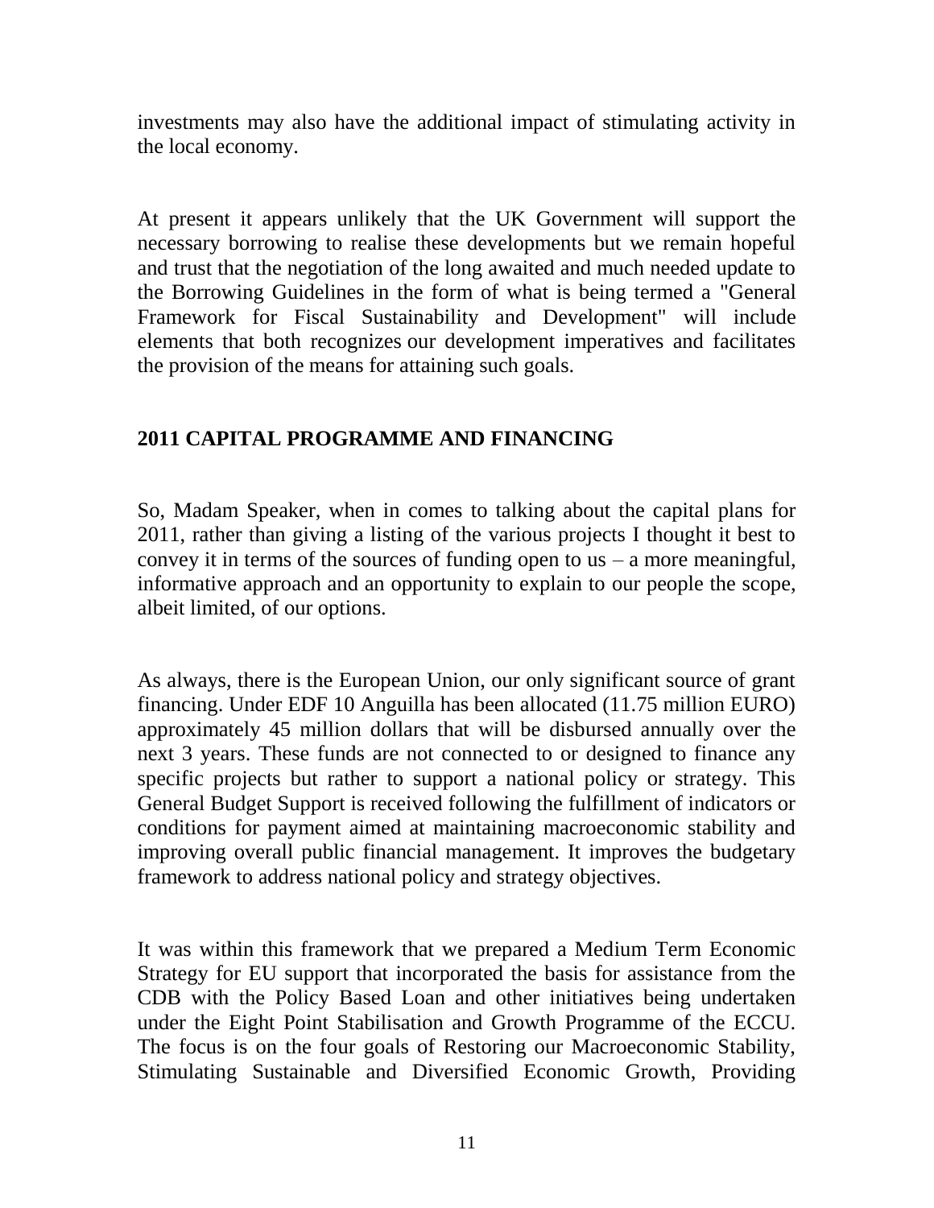investments may also have the additional impact of stimulating activity in the local economy.

At present it appears unlikely that the UK Government will support the necessary borrowing to realise these developments but we remain hopeful and trust that the negotiation of the long awaited and much needed update to the Borrowing Guidelines in the form of what is being termed a "General Framework for Fiscal Sustainability and Development" will include elements that both recognizes our development imperatives and facilitates the provision of the means for attaining such goals.

## 2011 CAPITAL PROGRAMME AND FINANCING

So, Madam Speaker, when in comes to talking about the capital plans for 2011, rather than giving a listing of the various projects I thought it best to convey it in terms of the sources of funding open to us – a more meaningful, informative approach and an opportunity to explain to our people the scope, albeit limited, of our options.

As always, there is the European Union, our only significant source of grant financing. Under EDF 10 Anguilla has been allocated (11.75 million EURO) approximately 45 million dollars that will be disbursed annually over the next 3 years. These funds are not connected to or designed to finance any specific projects but rather to support a national policy or strategy. This General Budget Support is received following the fulfillment of indicators or conditions for payment aimed at maintaining macroeconomic stability and improving overall public financial management. It improves the budgetary framework to address national policy and strategy objectives.

It was within this framework that we prepared a Medium Term Economic Strategy for EU support that incorporated the basis for assistance from the CDB with the Policy Based Loan and other initiatives being undertaken under the Eight Point Stabilisation and Growth Programme of the ECCU. The focus is on the four goals of Restoring our Macroeconomic Stability, Stimulating Sustainable and Diversified Economic Growth, Providing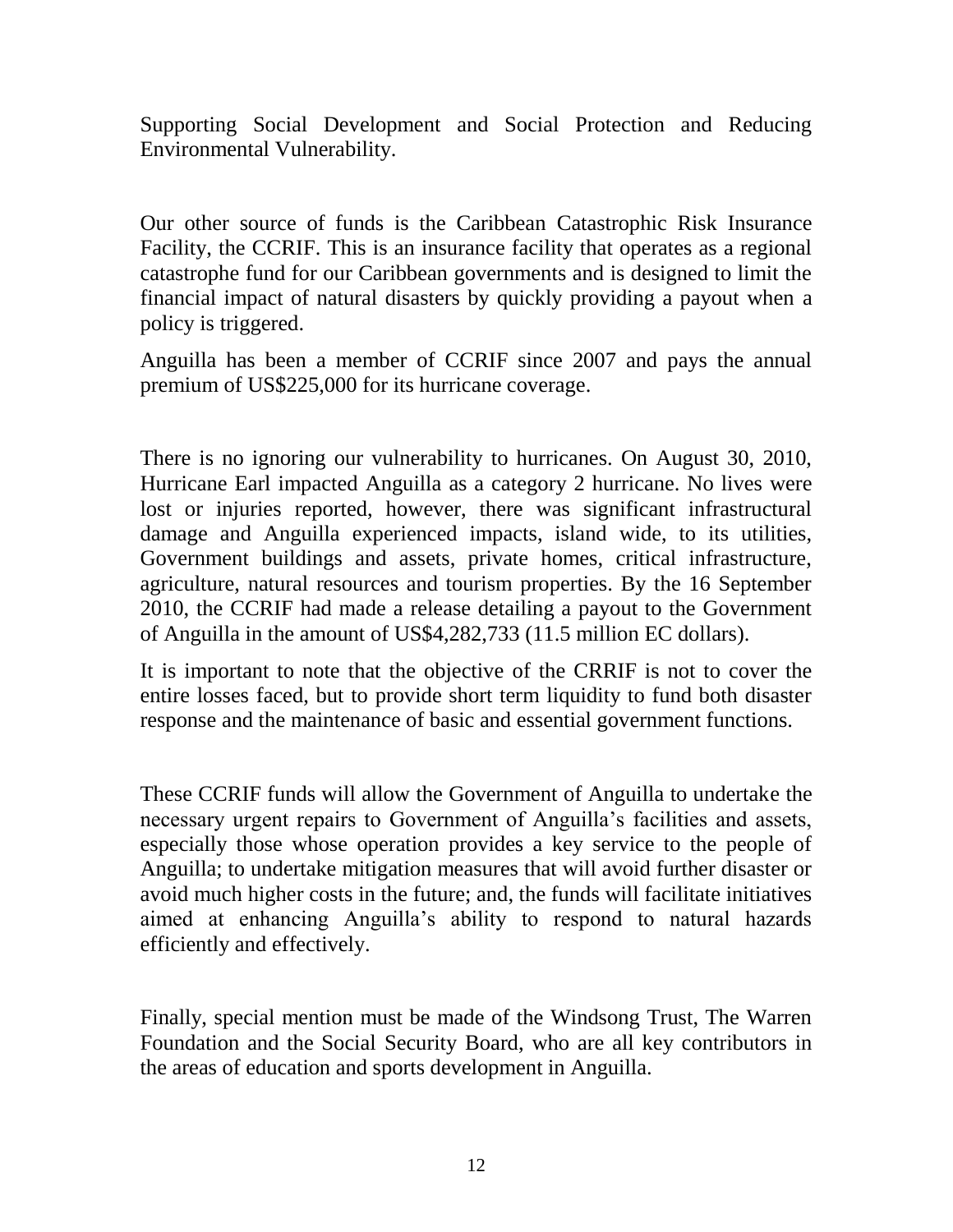Supporting Social Development and Social Protection and Reducing Environmental Vulnerability.

Our other source of funds is the Caribbean Catastrophic Risk Insurance Facility, the CCRIF. This is an insurance facility that operates as a regional catastrophe fund for our Caribbean governments and is designed to limit the financial impact of natural disasters by quickly providing a payout when a policy is triggered.

Anguilla has been a member of CCRIF since 2007 and pays the annual premium of US$225,000 for its hurricane coverage.

There is no ignoring our vulnerability to hurricanes. On August 30, 2010, Hurricane Earl impacted Anguilla as a category 2 hurricane. No lives were lost or injuries reported, however, there was significant infrastructural damage and Anguilla experienced impacts, island wide, to its utilities, Government buildings and assets, private homes, critical infrastructure, agriculture, natural resources and tourism properties. By the 16 September 2010, the CCRIF had made a release detailing a payout to the Government of Anguilla in the amount of US$4,282,733 (11.5 million EC dollars).

It is important to note that the objective of the CRRIF is not to cover the entire losses faced, but to provide short term liquidity to fund both disaster response and the maintenance of basic and essential government functions.

These CCRIF funds will allow the Government of Anguilla to undertake the necessary urgent repairs to Government of Anguilla's facilities and assets, especially those whose operation provides a key service to the people of Anguilla; to undertake mitigation measures that will avoid further disaster or avoid much higher costs in the future; and, the funds will facilitate initiatives aimed at enhancing Anguilla's ability to respond to natural hazards efficiently and effectively.

Finally, special mention must be made of the Windsong Trust, The Warren Foundation and the Social Security Board, who are all key contributors in the areas of education and sports development in Anguilla.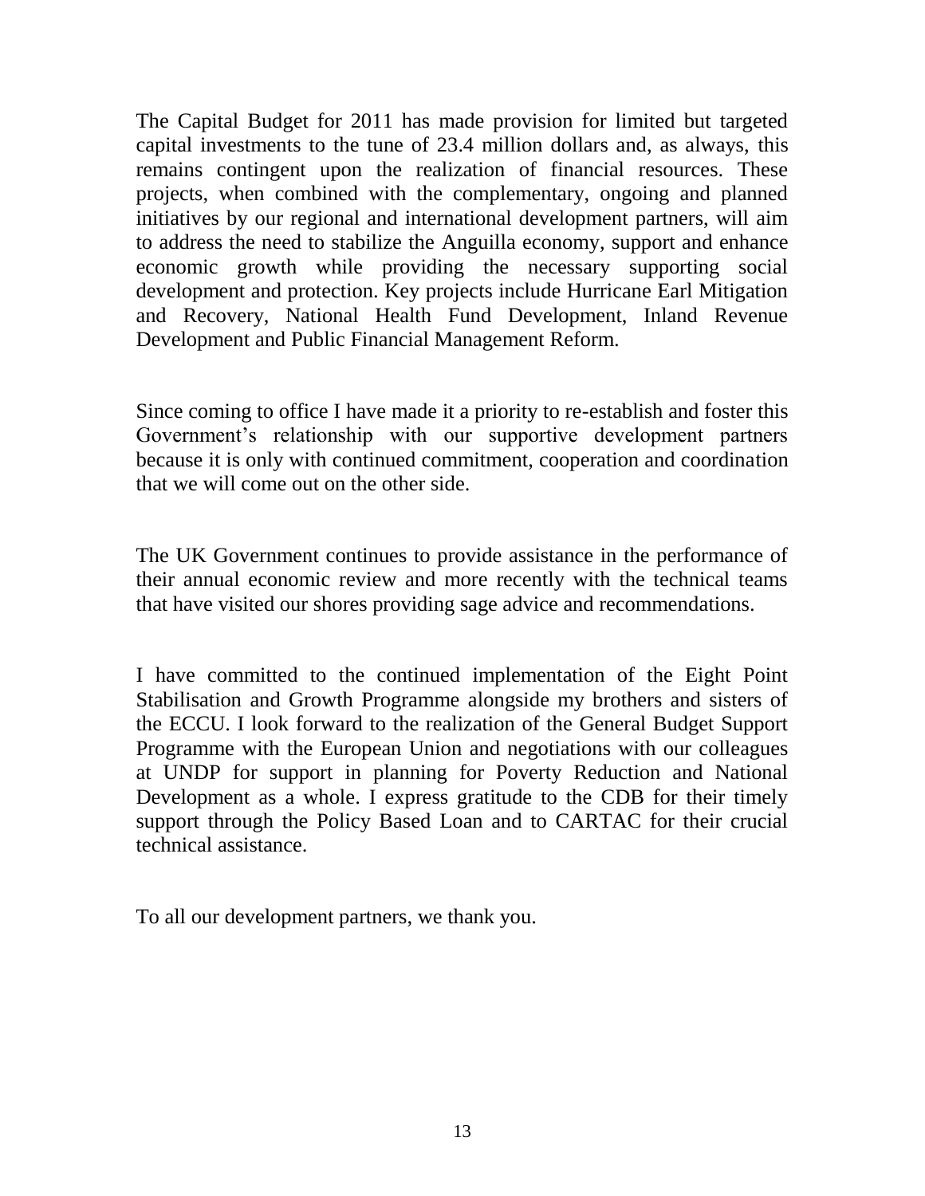The Capital Budget for 2011 has made provision for limited but targeted capital investments to the tune of 23.4 million dollars and, as always, this remains contingent upon the realization of financial resources. These projects, when combined with the complementary, ongoing and planned initiatives by our regional and international development partners, will aim to address the need to stabilize the Anguilla economy, support and enhance economic growth while providing the necessary supporting social development and protection. Key projects include Hurricane Earl Mitigation and Recovery, National Health Fund Development, Inland Revenue Development and Public Financial Management Reform.

Since coming to office I have made it a priority to re-establish and foster this Government's relationship with our supportive development partners because it is only with continued commitment, cooperation and coordination that we will come out on the other side.

The UK Government continues to provide assistance in the performance of their annual economic review and more recently with the technical teams that have visited our shores providing sage advice and recommendations.

I have committed to the continued implementation of the Eight Point Stabilisation and Growth Programme alongside my brothers and sisters of the ECCU. I look forward to the realization of the General Budget Support Programme with the European Union and negotiations with our colleagues at UNDP for support in planning for Poverty Reduction and National Development as a whole. I express gratitude to the CDB for their timely support through the Policy Based Loan and to CARTAC for their crucial technical assistance.

To all our development partners, we thank you.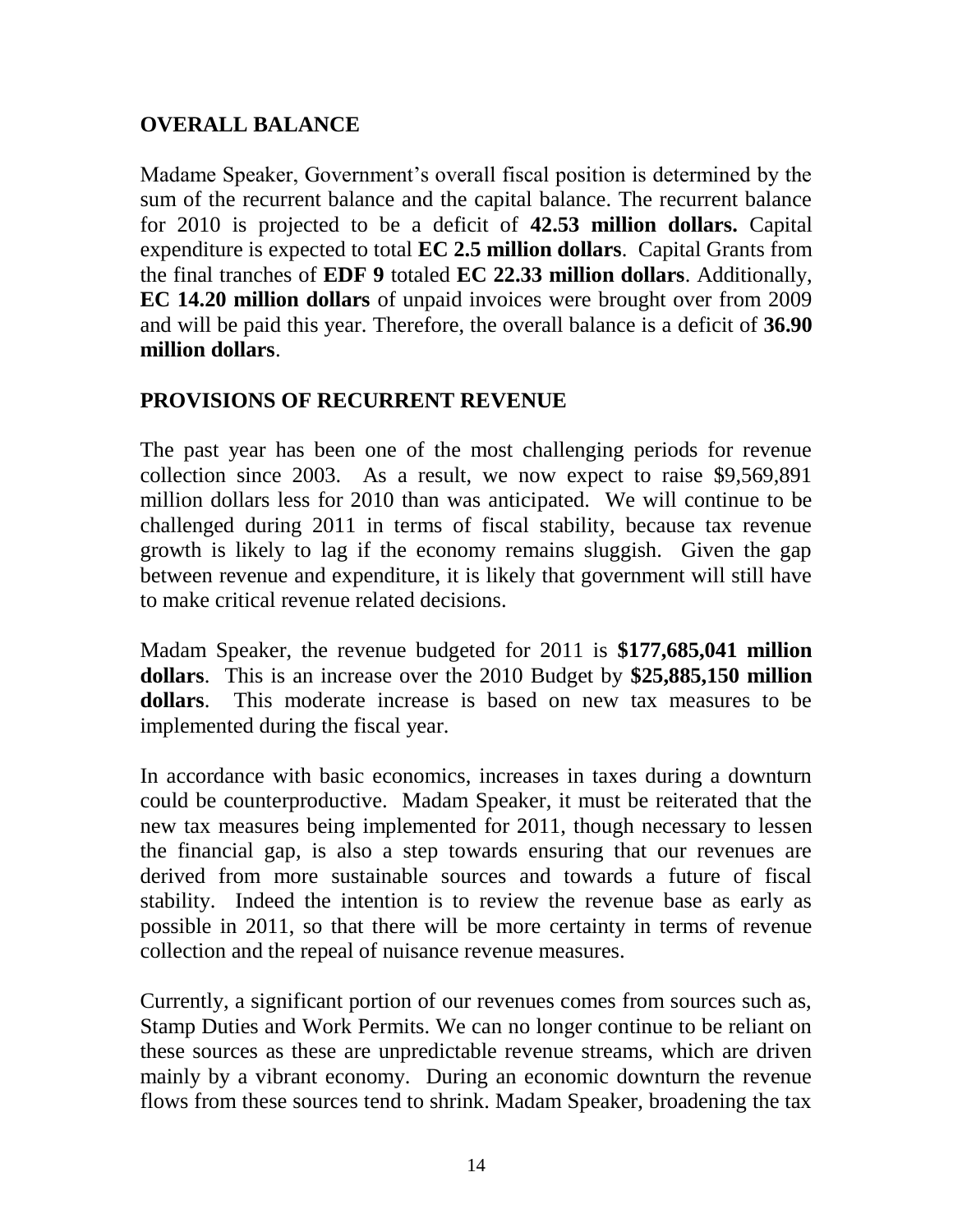## OVERALL BALANCE

Madame Speaker, Government's overall fiscal position is determined by the sum of the recurrent balance and the capital balance. The recurrent balance for 2010 is projected to be a deficit of **42.53 million dollars.** Capital expenditure is expected to total **EC 2.5 million dollars**. Capital Grants from the final tranches of **EDF 9** totaled **EC 22.33 million dollars**. Additionally, **EC 14.20 million dollars** of unpaid invoices were brought over from 2009 and will be paid this year. Therefore, the overall balance is a deficit of **36.90 million dollars**.

## PROVISIONS OF RECURRENT REVENUE

The past year has been one of the most challenging periods for revenue collection since 2003. As a result, we now expect to raise $9,569,891 million dollars less for 2010 than was anticipated. We will continue to be challenged during 2011 in terms of fiscal stability, because tax revenue growth is likely to lag if the economy remains sluggish. Given the gap between revenue and expenditure, it is likely that government will still have to make critical revenue related decisions.

Madam Speaker, the revenue budgeted for 2011 is **$177,685,041 million dollars**. This is an increase over the 2010 Budget by **$25,885,150 million dollars**. This moderate increase is based on new tax measures to be implemented during the fiscal year.

In accordance with basic economics, increases in taxes during a downturn could be counterproductive. Madam Speaker, it must be reiterated that the new tax measures being implemented for 2011, though necessary to lessen the financial gap, is also a step towards ensuring that our revenues are derived from more sustainable sources and towards a future of fiscal stability. Indeed the intention is to review the revenue base as early as possible in 2011, so that there will be more certainty in terms of revenue collection and the repeal of nuisance revenue measures.

Currently, a significant portion of our revenues comes from sources such as, Stamp Duties and Work Permits. We can no longer continue to be reliant on these sources as these are unpredictable revenue streams, which are driven mainly by a vibrant economy. During an economic downturn the revenue flows from these sources tend to shrink. Madam Speaker, broadening the tax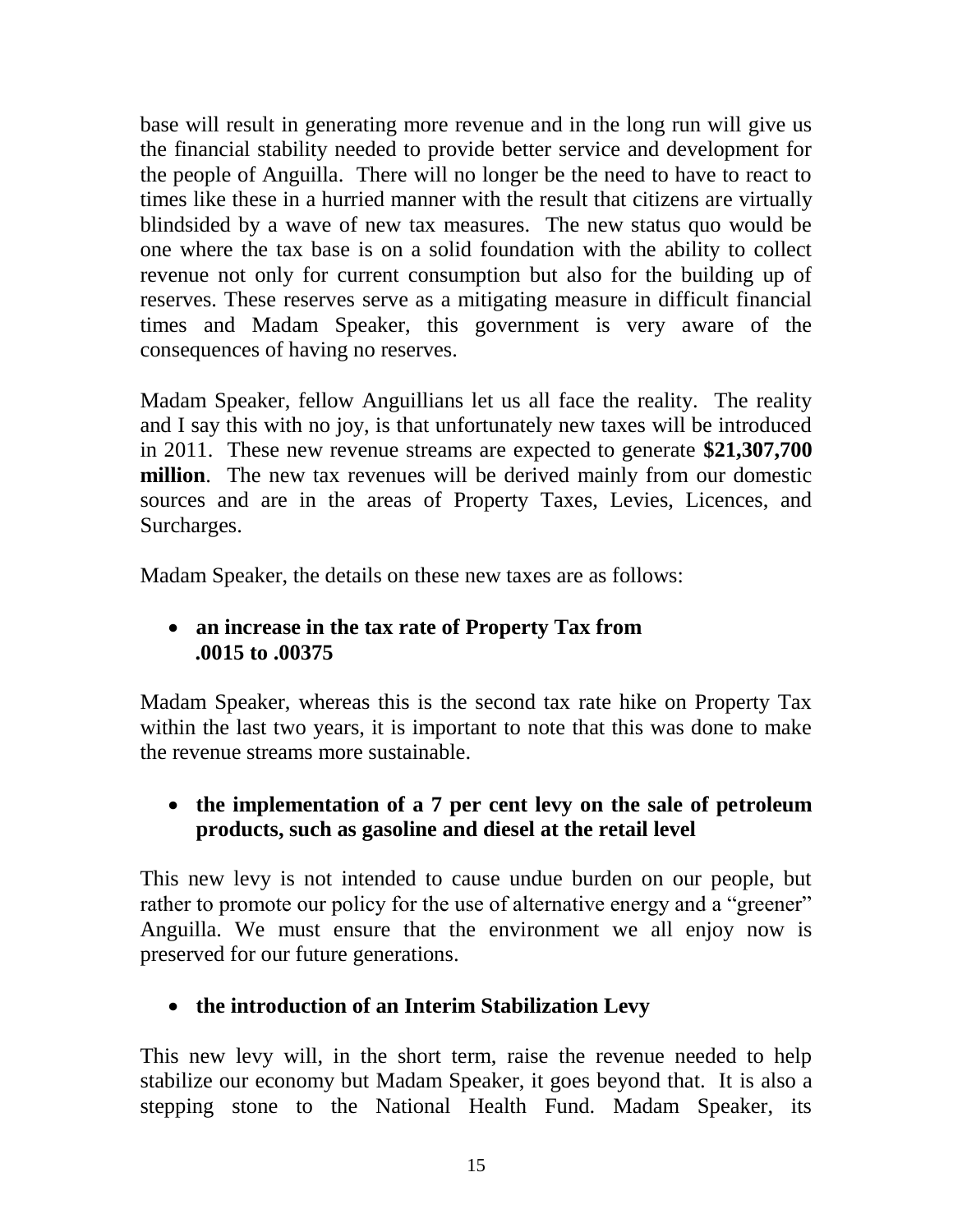base will result in generating more revenue and in the long run will give us the financial stability needed to provide better service and development for the people of Anguilla. There will no longer be the need to have to react to times like these in a hurried manner with the result that citizens are virtually blindsided by a wave of new tax measures. The new status quo would be one where the tax base is on a solid foundation with the ability to collect revenue not only for current consumption but also for the building up of reserves. These reserves serve as a mitigating measure in difficult financial times and Madam Speaker, this government is very aware of the consequences of having no reserves.

Madam Speaker, fellow Anguillians let us all face the reality. The reality and I say this with no joy, is that unfortunately new taxes will be introduced in 2011. These new revenue streams are expected to generate **$21,307,700 million**. The new tax revenues will be derived mainly from our domestic sources and are in the areas of Property Taxes, Levies, Licences, and Surcharges.

Madam Speaker, the details on these new taxes are as follows:

- **an increase in the tax rate of Property Tax from .0015 to .00375**

Madam Speaker, whereas this is the second tax rate hike on Property Tax within the last two years, it is important to note that this was done to make the revenue streams more sustainable.

- **the implementation of a 7 per cent levy on the sale of petroleum products, such as gasoline and diesel at the retail level**

This new levy is not intended to cause undue burden on our people, but rather to promote our policy for the use of alternative energy and a "greener" Anguilla. We must ensure that the environment we all enjoy now is preserved for our future generations.

- **the introduction of an Interim Stabilization Levy**

This new levy will, in the short term, raise the revenue needed to help stabilize our economy but Madam Speaker, it goes beyond that. It is also a stepping stone to the National Health Fund. Madam Speaker, its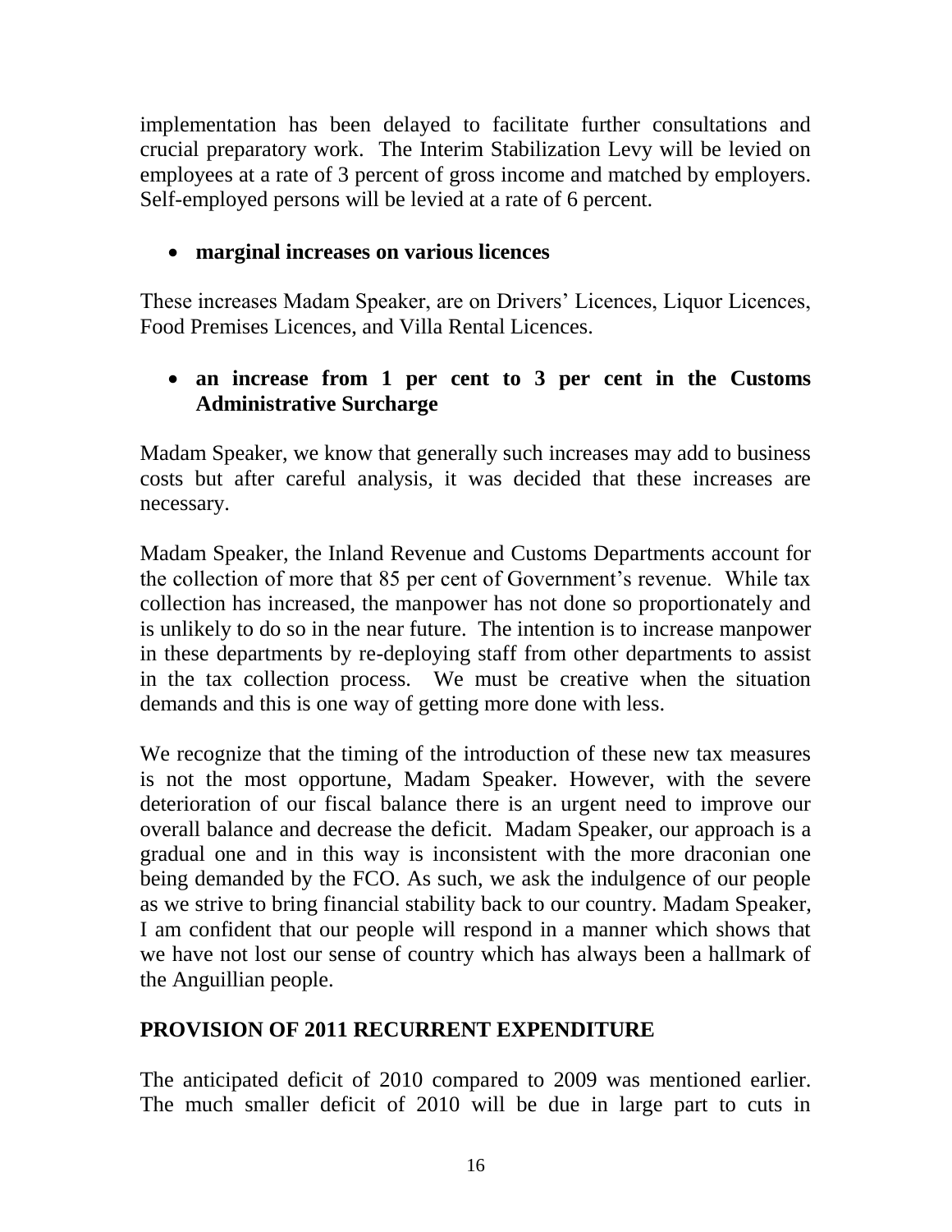implementation has been delayed to facilitate further consultations and crucial preparatory work. The Interim Stabilization Levy will be levied on employees at a rate of 3 percent of gross income and matched by employers. Self-employed persons will be levied at a rate of 6 percent.

- **marginal increases on various licences**

These increases Madam Speaker, are on Drivers' Licences, Liquor Licences, Food Premises Licences, and Villa Rental Licences.

- **an increase from 1 per cent to 3 per cent in the Customs Administrative Surcharge**

Madam Speaker, we know that generally such increases may add to business costs but after careful analysis, it was decided that these increases are necessary.

Madam Speaker, the Inland Revenue and Customs Departments account for the collection of more that 85 per cent of Government's revenue. While tax collection has increased, the manpower has not done so proportionately and is unlikely to do so in the near future. The intention is to increase manpower in these departments by re-deploying staff from other departments to assist in the tax collection process. We must be creative when the situation demands and this is one way of getting more done with less.

We recognize that the timing of the introduction of these new tax measures is not the most opportune, Madam Speaker. However, with the severe deterioration of our fiscal balance there is an urgent need to improve our overall balance and decrease the deficit. Madam Speaker, our approach is a gradual one and in this way is inconsistent with the more draconian one being demanded by the FCO. As such, we ask the indulgence of our people as we strive to bring financial stability back to our country. Madam Speaker, I am confident that our people will respond in a manner which shows that we have not lost our sense of country which has always been a hallmark of the Anguillian people.

## PROVISION OF 2011 RECURRENT EXPENDITURE

The anticipated deficit of 2010 compared to 2009 was mentioned earlier. The much smaller deficit of 2010 will be due in large part to cuts in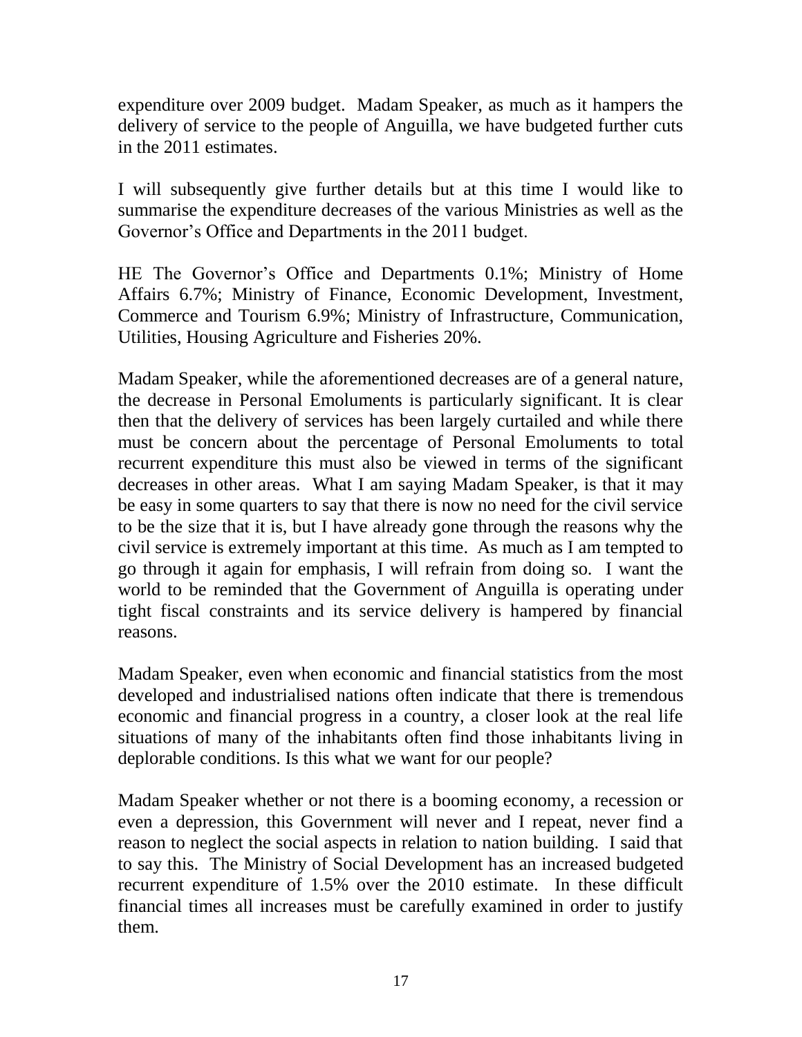expenditure over 2009 budget. Madam Speaker, as much as it hampers the delivery of service to the people of Anguilla, we have budgeted further cuts in the 2011 estimates.

I will subsequently give further details but at this time I would like to summarise the expenditure decreases of the various Ministries as well as the Governor's Office and Departments in the 2011 budget.

HE The Governor's Office and Departments 0.1%; Ministry of Home Affairs 6.7%; Ministry of Finance, Economic Development, Investment, Commerce and Tourism 6.9%; Ministry of Infrastructure, Communication, Utilities, Housing Agriculture and Fisheries 20%.

Madam Speaker, while the aforementioned decreases are of a general nature, the decrease in Personal Emoluments is particularly significant. It is clear then that the delivery of services has been largely curtailed and while there must be concern about the percentage of Personal Emoluments to total recurrent expenditure this must also be viewed in terms of the significant decreases in other areas. What I am saying Madam Speaker, is that it may be easy in some quarters to say that there is now no need for the civil service to be the size that it is, but I have already gone through the reasons why the civil service is extremely important at this time. As much as I am tempted to go through it again for emphasis, I will refrain from doing so. I want the world to be reminded that the Government of Anguilla is operating under tight fiscal constraints and its service delivery is hampered by financial reasons.

Madam Speaker, even when economic and financial statistics from the most developed and industrialised nations often indicate that there is tremendous economic and financial progress in a country, a closer look at the real life situations of many of the inhabitants often find those inhabitants living in deplorable conditions. Is this what we want for our people?

Madam Speaker whether or not there is a booming economy, a recession or even a depression, this Government will never and I repeat, never find a reason to neglect the social aspects in relation to nation building. I said that to say this. The Ministry of Social Development has an increased budgeted recurrent expenditure of 1.5% over the 2010 estimate. In these difficult financial times all increases must be carefully examined in order to justify them.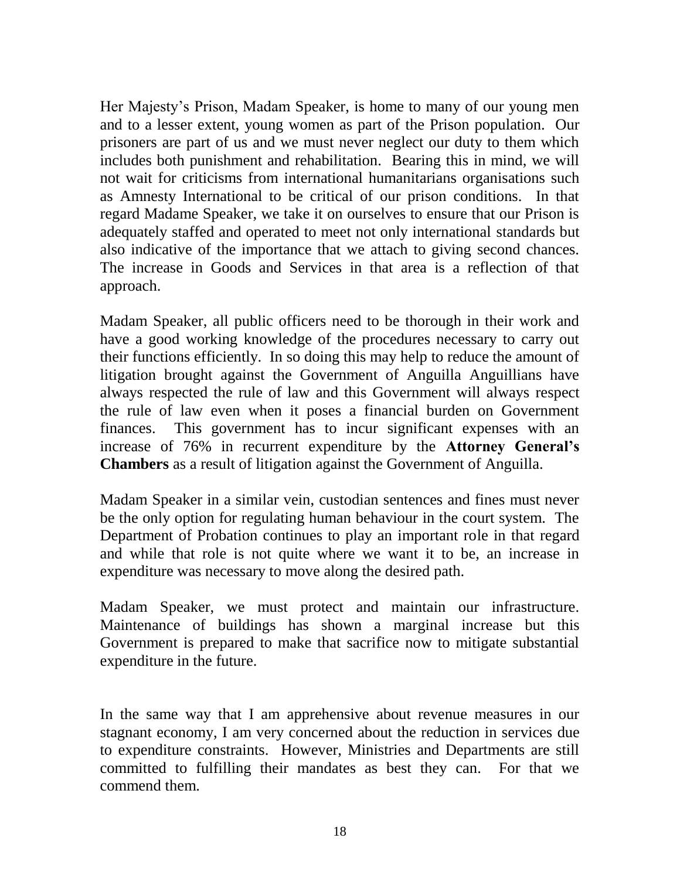Her Majesty's Prison, Madam Speaker, is home to many of our young men and to a lesser extent, young women as part of the Prison population. Our prisoners are part of us and we must never neglect our duty to them which includes both punishment and rehabilitation. Bearing this in mind, we will not wait for criticisms from international humanitarians organisations such as Amnesty International to be critical of our prison conditions. In that regard Madame Speaker, we take it on ourselves to ensure that our Prison is adequately staffed and operated to meet not only international standards but also indicative of the importance that we attach to giving second chances. The increase in Goods and Services in that area is a reflection of that approach.

Madam Speaker, all public officers need to be thorough in their work and have a good working knowledge of the procedures necessary to carry out their functions efficiently. In so doing this may help to reduce the amount of litigation brought against the Government of Anguilla Anguillians have always respected the rule of law and this Government will always respect the rule of law even when it poses a financial burden on Government finances. This government has to incur significant expenses with an increase of 76% in recurrent expenditure by the **Attorney General's Chambers** as a result of litigation against the Government of Anguilla.

Madam Speaker in a similar vein, custodian sentences and fines must never be the only option for regulating human behaviour in the court system. The Department of Probation continues to play an important role in that regard and while that role is not quite where we want it to be, an increase in expenditure was necessary to move along the desired path.

Madam Speaker, we must protect and maintain our infrastructure. Maintenance of buildings has shown a marginal increase but this Government is prepared to make that sacrifice now to mitigate substantial expenditure in the future.

In the same way that I am apprehensive about revenue measures in our stagnant economy, I am very concerned about the reduction in services due to expenditure constraints. However, Ministries and Departments are still committed to fulfilling their mandates as best they can. For that we commend them.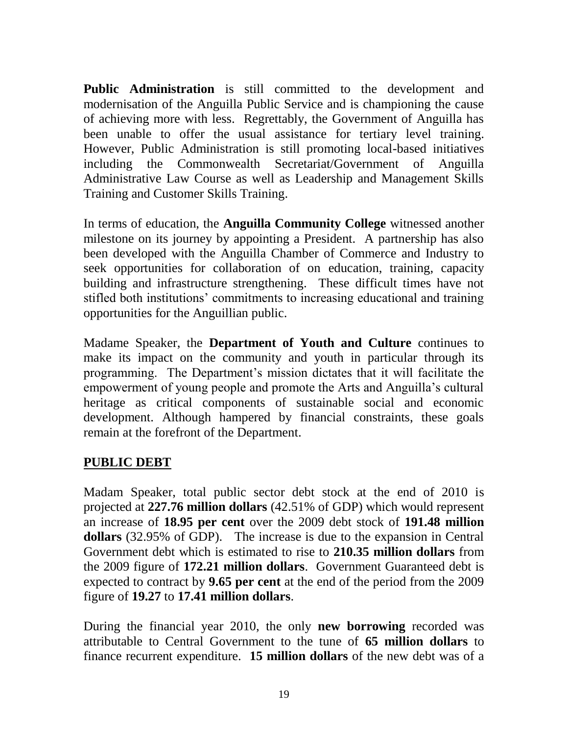**Public Administration** is still committed to the development and modernisation of the Anguilla Public Service and is championing the cause of achieving more with less. Regrettably, the Government of Anguilla has been unable to offer the usual assistance for tertiary level training. However, Public Administration is still promoting local-based initiatives including the Commonwealth Secretariat/Government of Anguilla Administrative Law Course as well as Leadership and Management Skills Training and Customer Skills Training.

In terms of education, the **Anguilla Community College** witnessed another milestone on its journey by appointing a President. A partnership has also been developed with the Anguilla Chamber of Commerce and Industry to seek opportunities for collaboration of on education, training, capacity building and infrastructure strengthening. These difficult times have not stifled both institutions' commitments to increasing educational and training opportunities for the Anguillian public.

Madame Speaker, the **Department of Youth and Culture** continues to make its impact on the community and youth in particular through its programming. The Department's mission dictates that it will facilitate the empowerment of young people and promote the Arts and Anguilla's cultural heritage as critical components of sustainable social and economic development. Although hampered by financial constraints, these goals remain at the forefront of the Department.

## PUBLIC DEBT

Madam Speaker, total public sector debt stock at the end of 2010 is projected at **227.76 million dollars** (42.51% of GDP) which would represent an increase of **18.95 per cent** over the 2009 debt stock of **191.48 million dollars** (32.95% of GDP). The increase is due to the expansion in Central Government debt which is estimated to rise to **210.35 million dollars** from the 2009 figure of **172.21 million dollars**. Government Guaranteed debt is expected to contract by **9.65 per cent** at the end of the period from the 2009 figure of **19.27** to **17.41 million dollars**.

During the financial year 2010, the only **new borrowing** recorded was attributable to Central Government to the tune of **65 million dollars** to finance recurrent expenditure. **15 million dollars** of the new debt was of a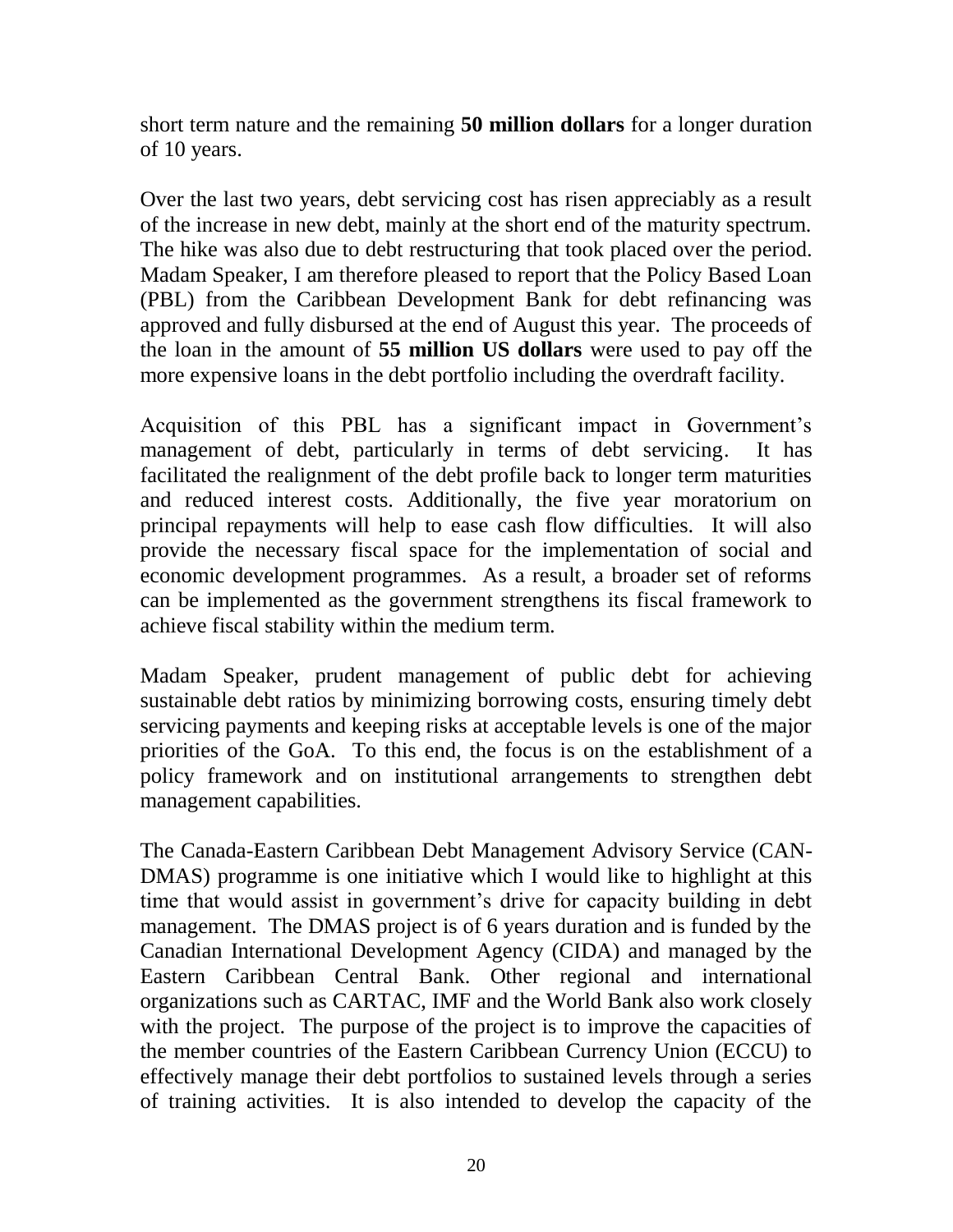short term nature and the remaining **50 million dollars** for a longer duration of 10 years.

Over the last two years, debt servicing cost has risen appreciably as a result of the increase in new debt, mainly at the short end of the maturity spectrum. The hike was also due to debt restructuring that took placed over the period. Madam Speaker, I am therefore pleased to report that the Policy Based Loan (PBL) from the Caribbean Development Bank for debt refinancing was approved and fully disbursed at the end of August this year. The proceeds of the loan in the amount of **55 million US dollars** were used to pay off the more expensive loans in the debt portfolio including the overdraft facility.

Acquisition of this PBL has a significant impact in Government's management of debt, particularly in terms of debt servicing. It has facilitated the realignment of the debt profile back to longer term maturities and reduced interest costs. Additionally, the five year moratorium on principal repayments will help to ease cash flow difficulties. It will also provide the necessary fiscal space for the implementation of social and economic development programmes. As a result, a broader set of reforms can be implemented as the government strengthens its fiscal framework to achieve fiscal stability within the medium term.

Madam Speaker, prudent management of public debt for achieving sustainable debt ratios by minimizing borrowing costs, ensuring timely debt servicing payments and keeping risks at acceptable levels is one of the major priorities of the GoA. To this end, the focus is on the establishment of a policy framework and on institutional arrangements to strengthen debt management capabilities.

The Canada-Eastern Caribbean Debt Management Advisory Service (CAN-DMAS) programme is one initiative which I would like to highlight at this time that would assist in government's drive for capacity building in debt management. The DMAS project is of 6 years duration and is funded by the Canadian International Development Agency (CIDA) and managed by the Eastern Caribbean Central Bank. Other regional and international organizations such as CARTAC, IMF and the World Bank also work closely with the project. The purpose of the project is to improve the capacities of the member countries of the Eastern Caribbean Currency Union (ECCU) to effectively manage their debt portfolios to sustained levels through a series of training activities. It is also intended to develop the capacity of the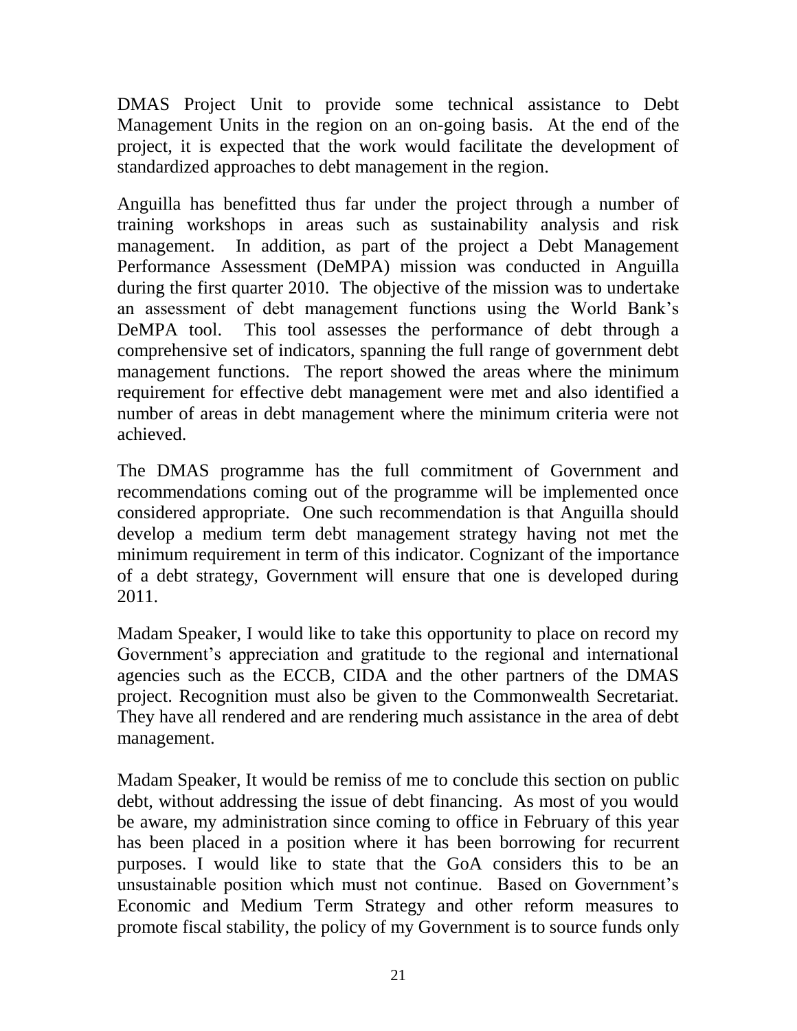DMAS Project Unit to provide some technical assistance to Debt Management Units in the region on an on-going basis. At the end of the project, it is expected that the work would facilitate the development of standardized approaches to debt management in the region.

Anguilla has benefitted thus far under the project through a number of training workshops in areas such as sustainability analysis and risk management. In addition, as part of the project a Debt Management Performance Assessment (DeMPA) mission was conducted in Anguilla during the first quarter 2010. The objective of the mission was to undertake an assessment of debt management functions using the World Bank's DeMPA tool. This tool assesses the performance of debt through a comprehensive set of indicators, spanning the full range of government debt management functions. The report showed the areas where the minimum requirement for effective debt management were met and also identified a number of areas in debt management where the minimum criteria were not achieved.

The DMAS programme has the full commitment of Government and recommendations coming out of the programme will be implemented once considered appropriate. One such recommendation is that Anguilla should develop a medium term debt management strategy having not met the minimum requirement in term of this indicator. Cognizant of the importance of a debt strategy, Government will ensure that one is developed during 2011.

Madam Speaker, I would like to take this opportunity to place on record my Government's appreciation and gratitude to the regional and international agencies such as the ECCB, CIDA and the other partners of the DMAS project. Recognition must also be given to the Commonwealth Secretariat. They have all rendered and are rendering much assistance in the area of debt management.

Madam Speaker, It would be remiss of me to conclude this section on public debt, without addressing the issue of debt financing. As most of you would be aware, my administration since coming to office in February of this year has been placed in a position where it has been borrowing for recurrent purposes. I would like to state that the GoA considers this to be an unsustainable position which must not continue. Based on Government's Economic and Medium Term Strategy and other reform measures to promote fiscal stability, the policy of my Government is to source funds only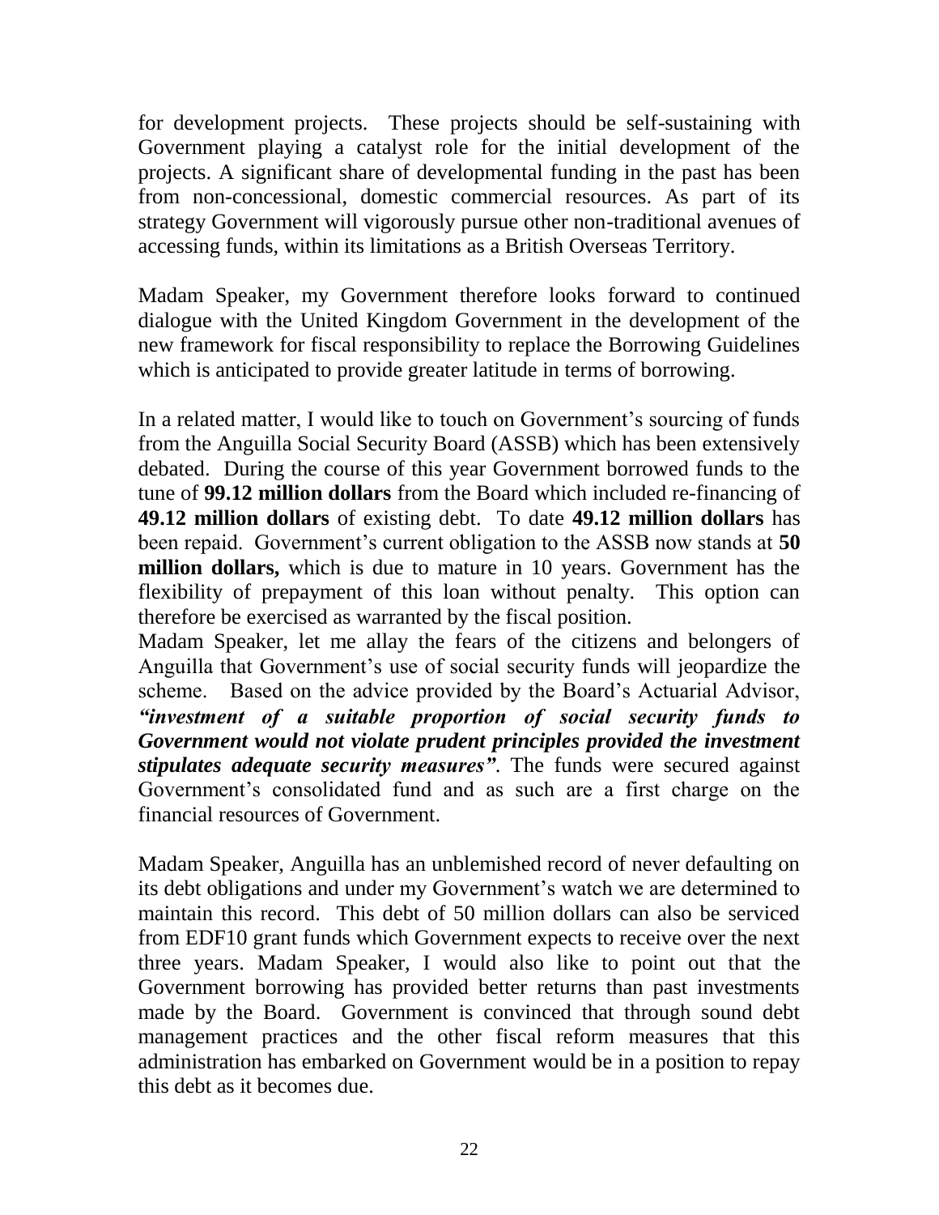for development projects. These projects should be self-sustaining with Government playing a catalyst role for the initial development of the projects. A significant share of developmental funding in the past has been from non-concessional, domestic commercial resources. As part of its strategy Government will vigorously pursue other non-traditional avenues of accessing funds, within its limitations as a British Overseas Territory.

Madam Speaker, my Government therefore looks forward to continued dialogue with the United Kingdom Government in the development of the new framework for fiscal responsibility to replace the Borrowing Guidelines which is anticipated to provide greater latitude in terms of borrowing.

In a related matter, I would like to touch on Government's sourcing of funds from the Anguilla Social Security Board (ASSB) which has been extensively debated. During the course of this year Government borrowed funds to the tune of **99.12 million dollars** from the Board which included re-financing of **49.12 million dollars** of existing debt. To date **49.12 million dollars** has been repaid. Government's current obligation to the ASSB now stands at **50 million dollars,** which is due to mature in 10 years. Government has the flexibility of prepayment of this loan without penalty. This option can therefore be exercised as warranted by the fiscal position.

Madam Speaker, let me allay the fears of the citizens and belongers of Anguilla that Government's use of social security funds will jeopardize the scheme. Based on the advice provided by the Board's Actuarial Advisor, ***"investment of a suitable proportion of social security funds to Government would not violate prudent principles provided the investment stipulates adequate security measures"***. The funds were secured against Government's consolidated fund and as such are a first charge on the financial resources of Government.

Madam Speaker, Anguilla has an unblemished record of never defaulting on its debt obligations and under my Government's watch we are determined to maintain this record. This debt of 50 million dollars can also be serviced from EDF10 grant funds which Government expects to receive over the next three years. Madam Speaker, I would also like to point out that the Government borrowing has provided better returns than past investments made by the Board. Government is convinced that through sound debt management practices and the other fiscal reform measures that this administration has embarked on Government would be in a position to repay this debt as it becomes due.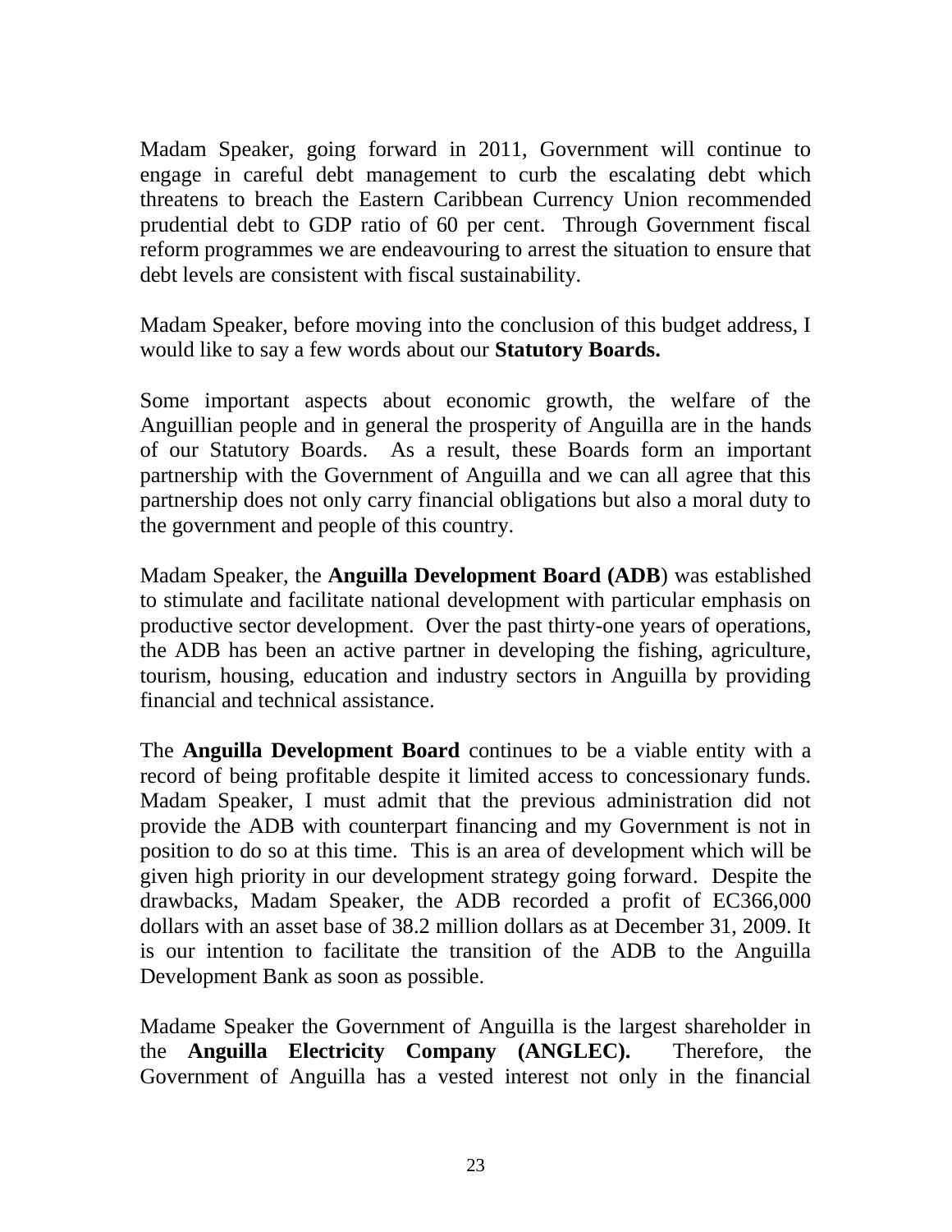Madam Speaker, going forward in 2011, Government will continue to engage in careful debt management to curb the escalating debt which threatens to breach the Eastern Caribbean Currency Union recommended prudential debt to GDP ratio of 60 per cent. Through Government fiscal reform programmes we are endeavouring to arrest the situation to ensure that debt levels are consistent with fiscal sustainability.

Madam Speaker, before moving into the conclusion of this budget address, I would like to say a few words about our **Statutory Boards.**

Some important aspects about economic growth, the welfare of the Anguillian people and in general the prosperity of Anguilla are in the hands of our Statutory Boards. As a result, these Boards form an important partnership with the Government of Anguilla and we can all agree that this partnership does not only carry financial obligations but also a moral duty to the government and people of this country.

Madam Speaker, the **Anguilla Development Board (ADB**) was established to stimulate and facilitate national development with particular emphasis on productive sector development. Over the past thirty-one years of operations, the ADB has been an active partner in developing the fishing, agriculture, tourism, housing, education and industry sectors in Anguilla by providing financial and technical assistance.

The **Anguilla Development Board** continues to be a viable entity with a record of being profitable despite it limited access to concessionary funds. Madam Speaker, I must admit that the previous administration did not provide the ADB with counterpart financing and my Government is not in position to do so at this time. This is an area of development which will be given high priority in our development strategy going forward. Despite the drawbacks, Madam Speaker, the ADB recorded a profit of EC366,000 dollars with an asset base of 38.2 million dollars as at December 31, 2009. It is our intention to facilitate the transition of the ADB to the Anguilla Development Bank as soon as possible.

Madame Speaker the Government of Anguilla is the largest shareholder in the **Anguilla Electricity Company (ANGLEC).** Therefore, the Government of Anguilla has a vested interest not only in the financial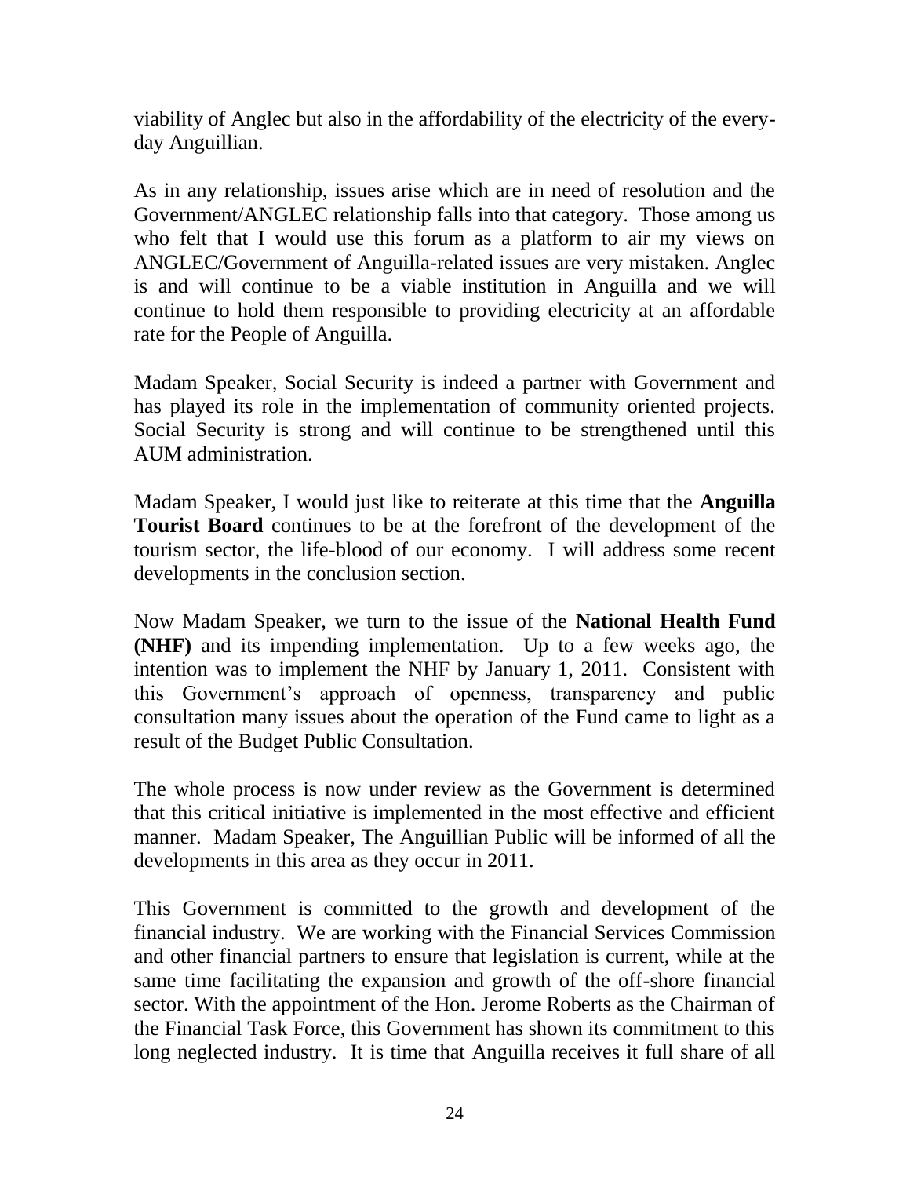viability of Anglec but also in the affordability of the electricity of the every-day Anguillian.

As in any relationship, issues arise which are in need of resolution and the Government/ANGLEC relationship falls into that category. Those among us who felt that I would use this forum as a platform to air my views on ANGLEC/Government of Anguilla-related issues are very mistaken. Anglec is and will continue to be a viable institution in Anguilla and we will continue to hold them responsible to providing electricity at an affordable rate for the People of Anguilla.

Madam Speaker, Social Security is indeed a partner with Government and has played its role in the implementation of community oriented projects. Social Security is strong and will continue to be strengthened until this AUM administration.

Madam Speaker, I would just like to reiterate at this time that the **Anguilla Tourist Board** continues to be at the forefront of the development of the tourism sector, the life-blood of our economy. I will address some recent developments in the conclusion section.

Now Madam Speaker, we turn to the issue of the **National Health Fund (NHF)** and its impending implementation. Up to a few weeks ago, the intention was to implement the NHF by January 1, 2011. Consistent with this Government's approach of openness, transparency and public consultation many issues about the operation of the Fund came to light as a result of the Budget Public Consultation.

The whole process is now under review as the Government is determined that this critical initiative is implemented in the most effective and efficient manner. Madam Speaker, The Anguillian Public will be informed of all the developments in this area as they occur in 2011.

This Government is committed to the growth and development of the financial industry. We are working with the Financial Services Commission and other financial partners to ensure that legislation is current, while at the same time facilitating the expansion and growth of the off-shore financial sector. With the appointment of the Hon. Jerome Roberts as the Chairman of the Financial Task Force, this Government has shown its commitment to this long neglected industry. It is time that Anguilla receives it full share of all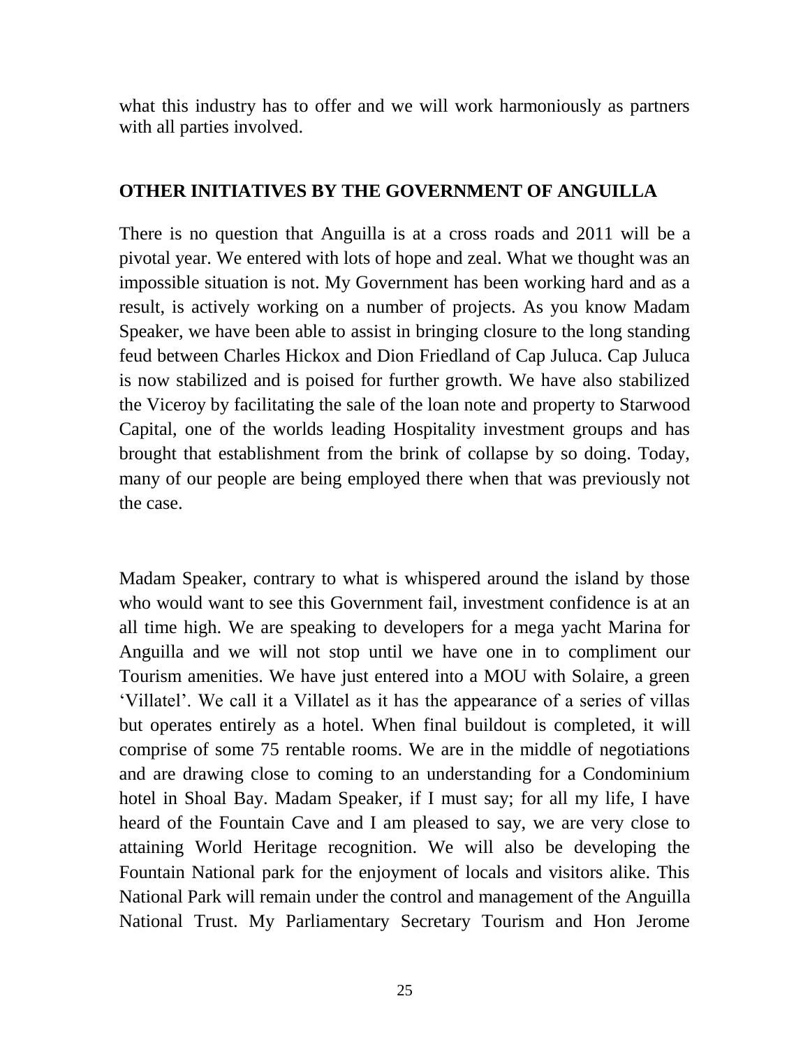what this industry has to offer and we will work harmoniously as partners with all parties involved.

## OTHER INITIATIVES BY THE GOVERNMENT OF ANGUILLA

There is no question that Anguilla is at a cross roads and 2011 will be a pivotal year. We entered with lots of hope and zeal. What we thought was an impossible situation is not. My Government has been working hard and as a result, is actively working on a number of projects. As you know Madam Speaker, we have been able to assist in bringing closure to the long standing feud between Charles Hickox and Dion Friedland of Cap Juluca. Cap Juluca is now stabilized and is poised for further growth. We have also stabilized the Viceroy by facilitating the sale of the loan note and property to Starwood Capital, one of the worlds leading Hospitality investment groups and has brought that establishment from the brink of collapse by so doing. Today, many of our people are being employed there when that was previously not the case.

Madam Speaker, contrary to what is whispered around the island by those who would want to see this Government fail, investment confidence is at an all time high. We are speaking to developers for a mega yacht Marina for Anguilla and we will not stop until we have one in to compliment our Tourism amenities. We have just entered into a MOU with Solaire, a green 'Villatel'. We call it a Villatel as it has the appearance of a series of villas but operates entirely as a hotel. When final buildout is completed, it will comprise of some 75 rentable rooms. We are in the middle of negotiations and are drawing close to coming to an understanding for a Condominium hotel in Shoal Bay. Madam Speaker, if I must say; for all my life, I have heard of the Fountain Cave and I am pleased to say, we are very close to attaining World Heritage recognition. We will also be developing the Fountain National park for the enjoyment of locals and visitors alike. This National Park will remain under the control and management of the Anguilla National Trust. My Parliamentary Secretary Tourism and Hon Jerome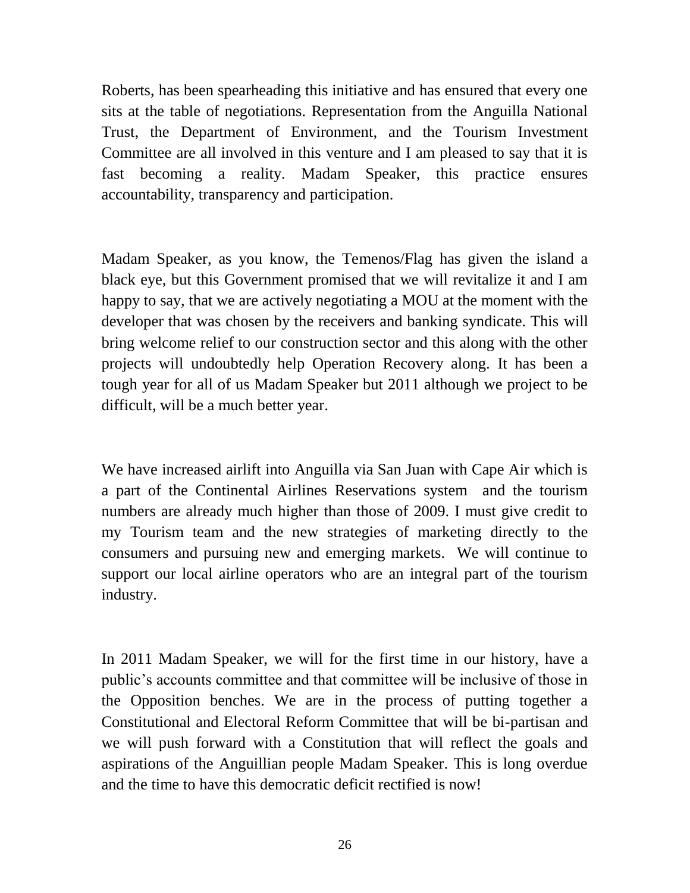Roberts, has been spearheading this initiative and has ensured that every one sits at the table of negotiations. Representation from the Anguilla National Trust, the Department of Environment, and the Tourism Investment Committee are all involved in this venture and I am pleased to say that it is fast becoming a reality. Madam Speaker, this practice ensures accountability, transparency and participation.

Madam Speaker, as you know, the Temenos/Flag has given the island a black eye, but this Government promised that we will revitalize it and I am happy to say, that we are actively negotiating a MOU at the moment with the developer that was chosen by the receivers and banking syndicate. This will bring welcome relief to our construction sector and this along with the other projects will undoubtedly help Operation Recovery along. It has been a tough year for all of us Madam Speaker but 2011 although we project to be difficult, will be a much better year.

We have increased airlift into Anguilla via San Juan with Cape Air which is a part of the Continental Airlines Reservations system and the tourism numbers are already much higher than those of 2009. I must give credit to my Tourism team and the new strategies of marketing directly to the consumers and pursuing new and emerging markets. We will continue to support our local airline operators who are an integral part of the tourism industry.

In 2011 Madam Speaker, we will for the first time in our history, have a public's accounts committee and that committee will be inclusive of those in the Opposition benches. We are in the process of putting together a Constitutional and Electoral Reform Committee that will be bi-partisan and we will push forward with a Constitution that will reflect the goals and aspirations of the Anguillian people Madam Speaker. This is long overdue and the time to have this democratic deficit rectified is now!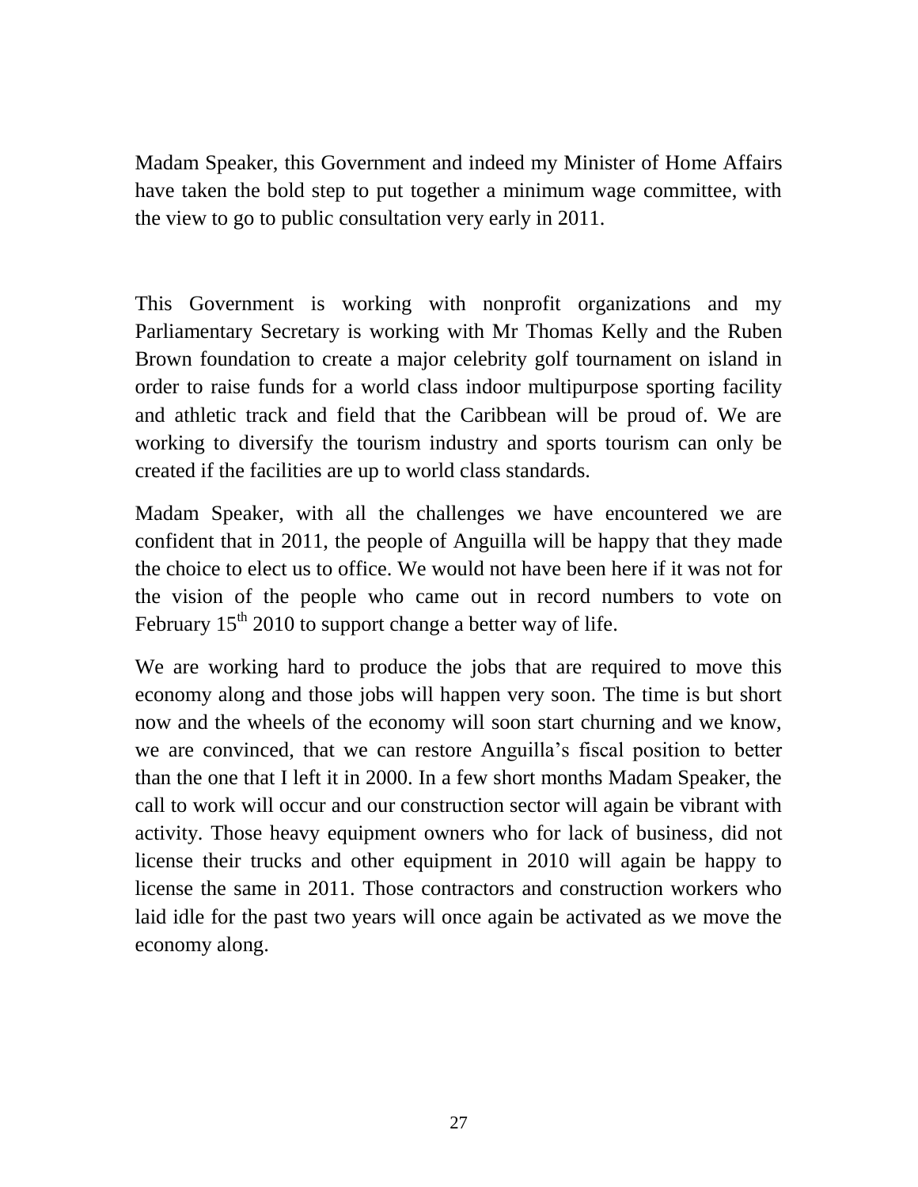Madam Speaker, this Government and indeed my Minister of Home Affairs have taken the bold step to put together a minimum wage committee, with the view to go to public consultation very early in 2011.

This Government is working with nonprofit organizations and my Parliamentary Secretary is working with Mr Thomas Kelly and the Ruben Brown foundation to create a major celebrity golf tournament on island in order to raise funds for a world class indoor multipurpose sporting facility and athletic track and field that the Caribbean will be proud of. We are working to diversify the tourism industry and sports tourism can only be created if the facilities are up to world class standards.

Madam Speaker, with all the challenges we have encountered we are confident that in 2011, the people of Anguilla will be happy that they made the choice to elect us to office. We would not have been here if it was not for the vision of the people who came out in record numbers to vote on February 15th 2010 to support change a better way of life.

We are working hard to produce the jobs that are required to move this economy along and those jobs will happen very soon. The time is but short now and the wheels of the economy will soon start churning and we know, we are convinced, that we can restore Anguilla's fiscal position to better than the one that I left it in 2000. In a few short months Madam Speaker, the call to work will occur and our construction sector will again be vibrant with activity. Those heavy equipment owners who for lack of business, did not license their trucks and other equipment in 2010 will again be happy to license the same in 2011. Those contractors and construction workers who laid idle for the past two years will once again be activated as we move the economy along.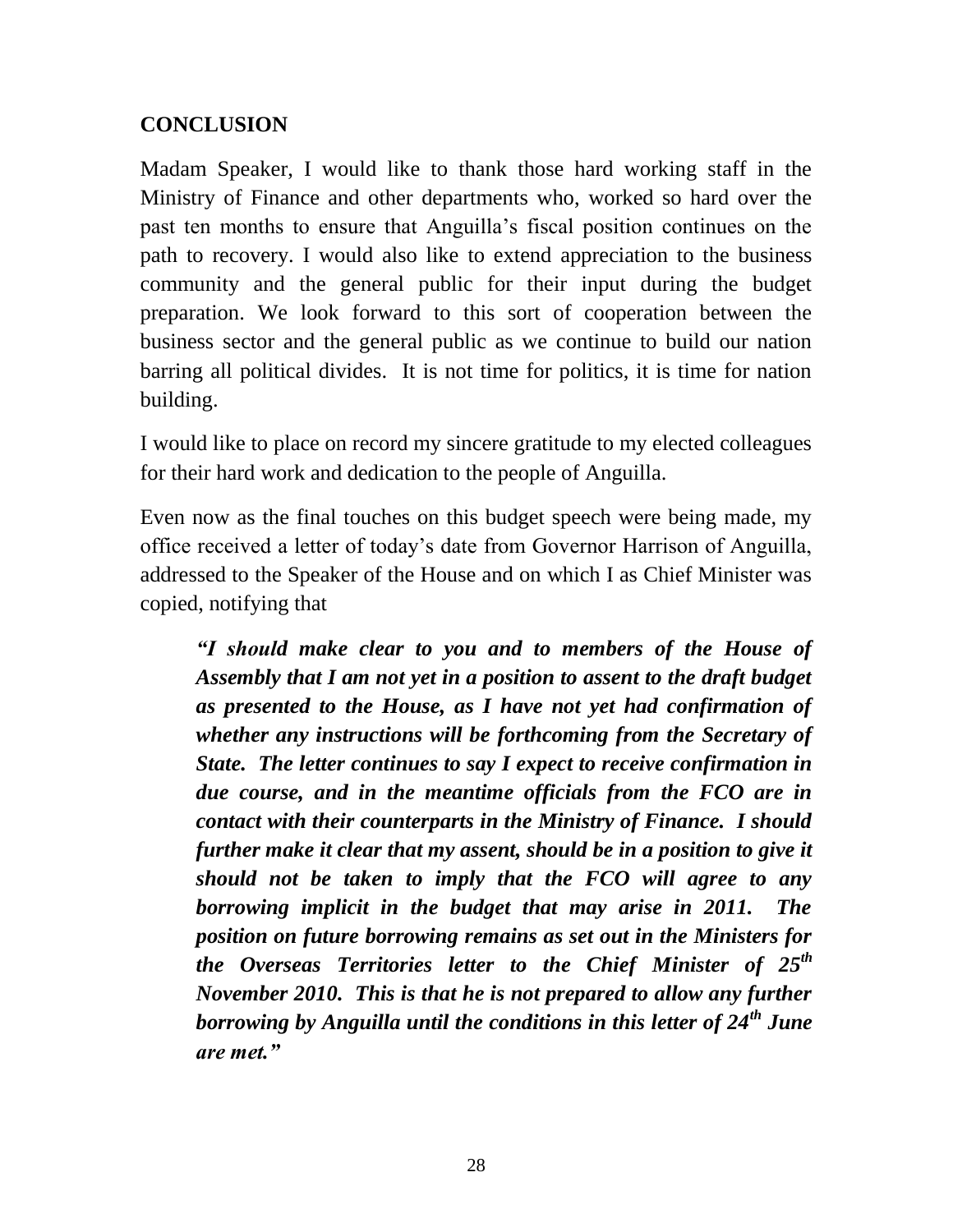## CONCLUSION

Madam Speaker, I would like to thank those hard working staff in the Ministry of Finance and other departments who, worked so hard over the past ten months to ensure that Anguilla's fiscal position continues on the path to recovery. I would also like to extend appreciation to the business community and the general public for their input during the budget preparation. We look forward to this sort of cooperation between the business sector and the general public as we continue to build our nation barring all political divides. It is not time for politics, it is time for nation building.

I would like to place on record my sincere gratitude to my elected colleagues for their hard work and dedication to the people of Anguilla.

Even now as the final touches on this budget speech were being made, my office received a letter of today's date from Governor Harrison of Anguilla, addressed to the Speaker of the House and on which I as Chief Minister was copied, notifying that

> ***"I should make clear to you and to members of the House of Assembly that I am not yet in a position to assent to the draft budget as presented to the House, as I have not yet had confirmation of whether any instructions will be forthcoming from the Secretary of State. The letter continues to say I expect to receive confirmation in due course, and in the meantime officials from the FCO are in contact with their counterparts in the Ministry of Finance. I should further make it clear that my assent, should be in a position to give it should not be taken to imply that the FCO will agree to any borrowing implicit in the budget that may arise in 2011. The position on future borrowing remains as set out in the Ministers for the Overseas Territories letter to the Chief Minister of 25th November 2010. This is that he is not prepared to allow any further borrowing by Anguilla until the conditions in this letter of 24th June are met."***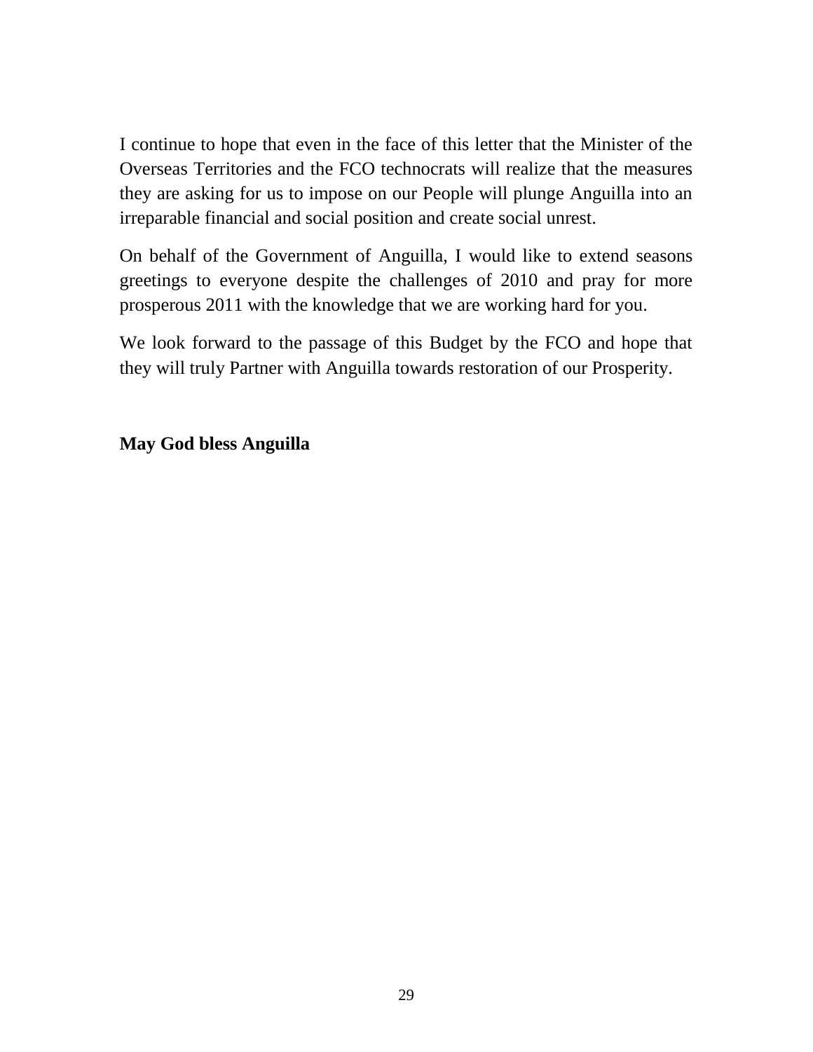I continue to hope that even in the face of this letter that the Minister of the Overseas Territories and the FCO technocrats will realize that the measures they are asking for us to impose on our People will plunge Anguilla into an irreparable financial and social position and create social unrest.

On behalf of the Government of Anguilla, I would like to extend seasons greetings to everyone despite the challenges of 2010 and pray for more prosperous 2011 with the knowledge that we are working hard for you.

We look forward to the passage of this Budget by the FCO and hope that they will truly Partner with Anguilla towards restoration of our Prosperity.

**May God bless Anguilla**